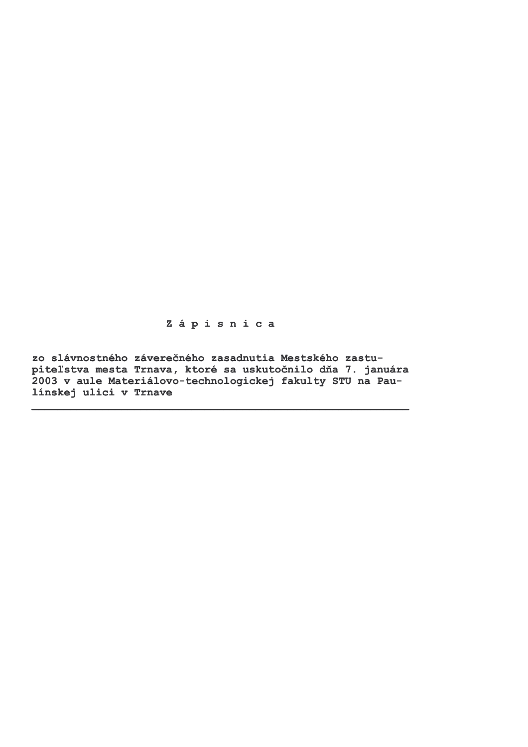# Z á p i s n i c a

**zo slávnostného záverečného zasadnutia Mestského zastupiteľstva mesta Trnava, ktoré sa uskutočnilo dňa 7. januára 2003 v aule Materiálovo-technologickej fakulty STU na Paulínskej ulici v Trnave**

---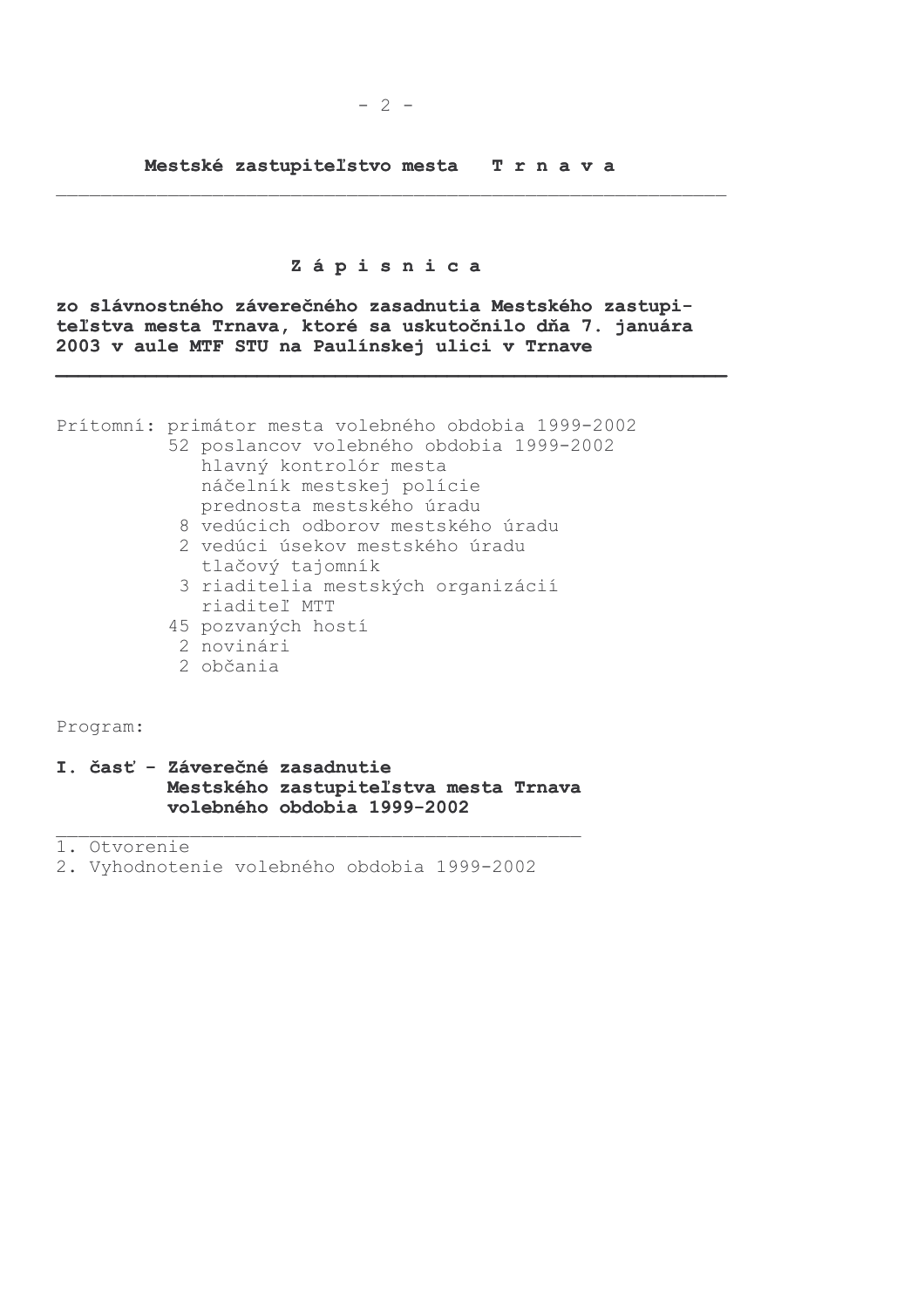**Mestské zastupiteľstvo mesta T r n a v a**

---

# Z á p i s n i c a

**zo slávnostného záverečného zasadnutia Mestského zastupiteľstva mesta Trnava, ktoré sa uskutočnilo dňa 7. januára 2003 v aule MTF STU na Paulínskej ulici v Trnave**

---

Prítomní: primátor mesta volebného obdobia 1999-2002
52 poslancov volebného obdobia 1999-2002
hlavný kontrolór mesta
náčelník mestskej polície
prednosta mestského úradu
8 vedúcich odborov mestského úradu
2 vedúci úsekov mestského úradu
tlačový tajomník
3 riaditelia mestských organizácií
riaditeľ MTT
45 pozvaných hostí
2 novinári
2 občania

Program:

**I. časť - Záverečné zasadnutie Mestského zastupiteľstva mesta Trnava volebného obdobia 1999-2002**

---

1. Otvorenie
2. Vyhodnotenie volebného obdobia 1999-2002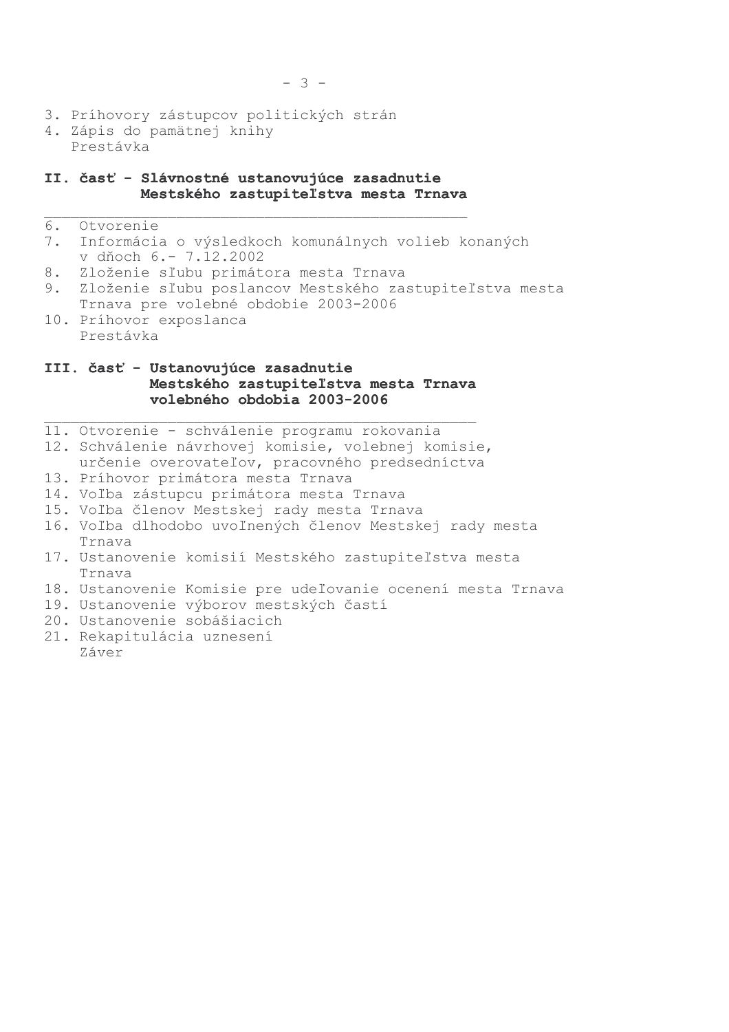3. Príhovory zástupcov politických strán
4. Zápis do pamätnej knihy
   Prestávka

## II. časť - Slávnostné ustanovujúce zasadnutie Mestského zastupiteľstva mesta Trnava

6. Otvorenie
7. Informácia o výsledkoch komunálnych volieb konaných v dňoch 6.- 7.12.2002
8. Zloženie sľubu primátora mesta Trnava
9. Zloženie sľubu poslancov Mestského zastupiteľstva mesta Trnava pre volebné obdobie 2003-2006
10. Príhovor exposlanca
    Prestávka

## III. časť - Ustanovujúce zasadnutie Mestského zastupiteľstva mesta Trnava volebného obdobia 2003-2006

11. Otvorenie - schválenie programu rokovania
12. Schválenie návrhovej komisie, volebnej komisie, určenie overovateľov, pracovného predsedníctva
13. Príhovor primátora mesta Trnava
14. Voľba zástupcu primátora mesta Trnava
15. Voľba členov Mestskej rady mesta Trnava
16. Voľba dlhodobo uvoľnených členov Mestskej rady mesta Trnava
17. Ustanovenie komisií Mestského zastupiteľstva mesta Trnava
18. Ustanovenie Komisie pre udeľovanie ocenení mesta Trnava
19. Ustanovenie výborov mestských častí
20. Ustanovenie sobášiacich
21. Rekapitulácia uznesení
    Záver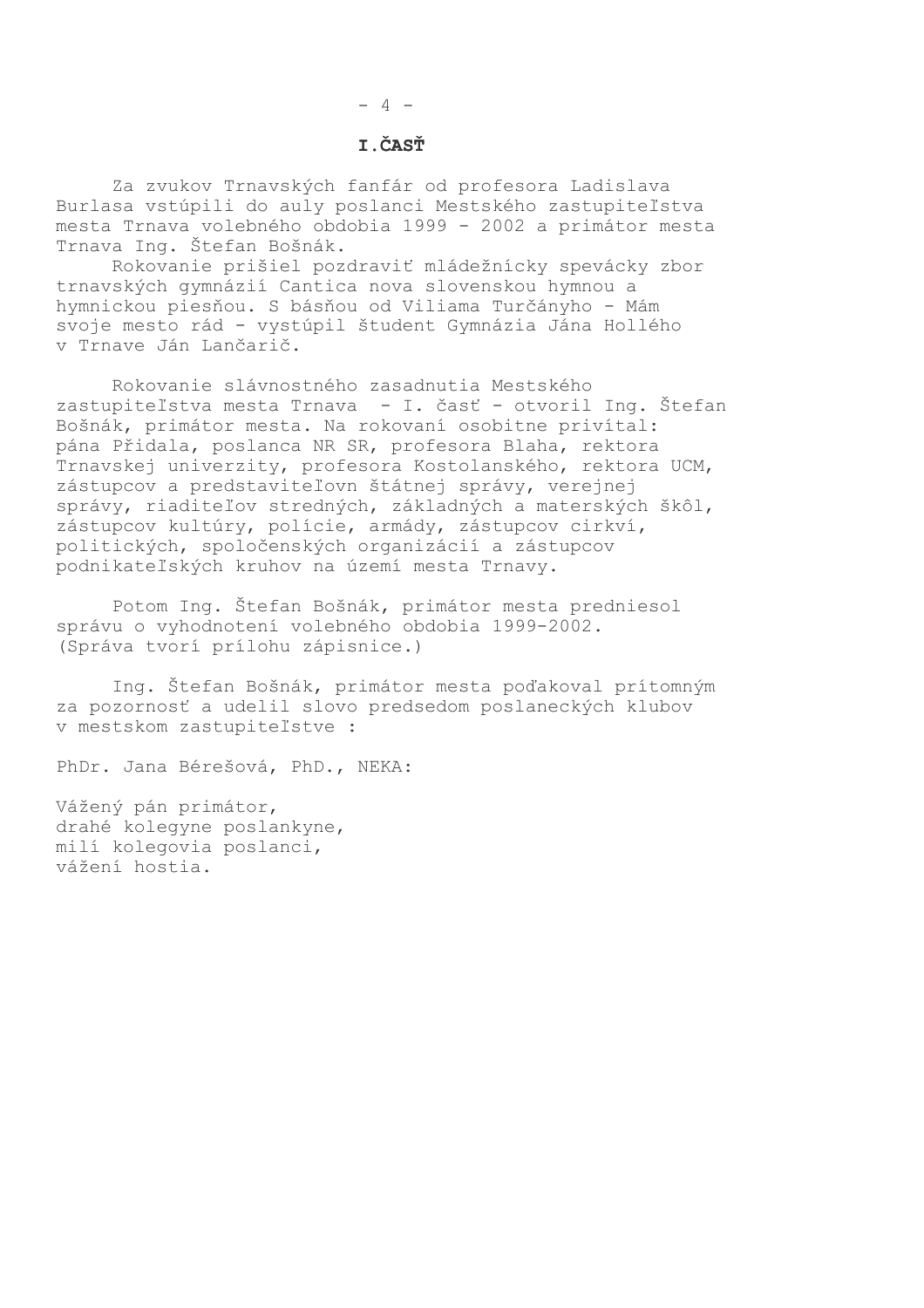# I.ČASŤ

Za zvukov Trnavských fanfár od profesora Ladislava Burlasa vstúpili do auly poslanci Mestského zastupiteľstva mesta Trnava volebného obdobia 1999 - 2002 a primátor mesta Trnava Ing. Štefan Bošnák.

Rokovanie prišiel pozdraviť mládežnícky spevácky zbor trnavských gymnázií Cantica nova slovenskou hymnou a hymnickou piesňou. S básňou od Viliama Turčányho - Mám svoje mesto rád - vystúpil študent Gymnázia Jána Hollého v Trnave Ján Lančarič.

Rokovanie slávnostného zasadnutia Mestského zastupiteľstva mesta Trnava - I. časť - otvoril Ing. Štefan Bošnák, primátor mesta. Na rokovaní osobitne privítal: pána Přidala, poslanca NR SR, profesora Blaha, rektora Trnavskej univerzity, profesora Kostolanského, rektora UCM, zástupcov a predstaviteľovn štátnej správy, verejnej správy, riaditeľov stredných, základných a materských škôl, zástupcov kultúry, polície, armády, zástupcov cirkví, politických, spoločenských organizácií a zástupcov podnikateľských kruhov na území mesta Trnavy.

Potom Ing. Štefan Bošnák, primátor mesta predniesol správu o vyhodnotení volebného obdobia 1999-2002. (Správa tvorí prílohu zápisnice.)

Ing. Štefan Bošnák, primátor mesta poďakoval prítomným za pozornosť a udelil slovo predsedom poslaneckých klubov v mestskom zastupiteľstve :

PhDr. Jana Bérešová, PhD., NEKA:

Vážený pán primátor,
drahé kolegyne poslankyne,
milí kolegovia poslanci,
vážení hostia.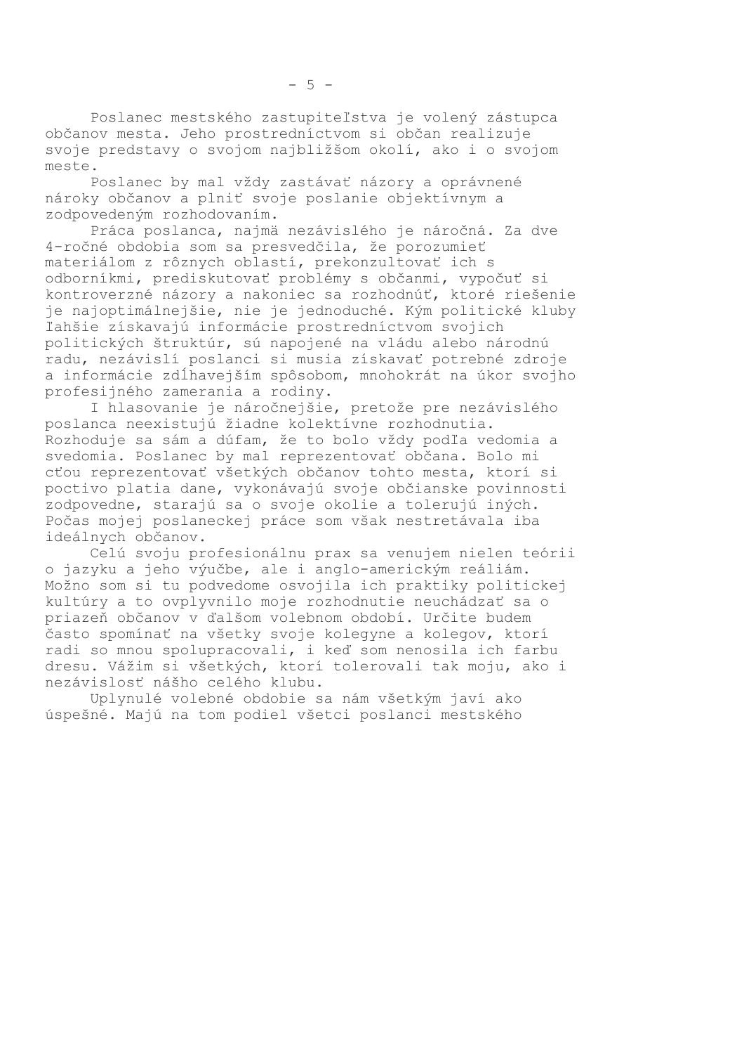Poslanec mestského zastupiteľstva je volený zástupca občanov mesta. Jeho prostredníctvom si občan realizuje svoje predstavy o svojom najbližšom okolí, ako i o svojom meste.

Poslanec by mal vždy zastávať názory a oprávnené nároky občanov a plniť svoje poslanie objektívnym a zodpovedeným rozhodovaním.

Práca poslanca, najmä nezávislého je náročná. Za dve 4-ročné obdobia som sa presvedčila, že porozumieť materiálom z rôznych oblastí, prekonzultovať ich s odborníkmi, prediskutovať problémy s občanmi, vypočuť si kontroverzné názory a nakoniec sa rozhodnúť, ktoré riešenie je najoptimálnejšie, nie je jednoduché. Kým politické kluby ľahšie získavajú informácie prostredníctvom svojich politických štruktúr, sú napojené na vládu alebo národnú radu, nezávislí poslanci si musia získavať potrebné zdroje a informácie zdĺhavejším spôsobom, mnohokrát na úkor svojho profesijného zamerania a rodiny.

I hlasovanie je náročnejšie, pretože pre nezávislého poslanca neexistujú žiadne kolektívne rozhodnutia. Rozhoduje sa sám a dúfam, že to bolo vždy podľa vedomia a svedomia. Poslanec by mal reprezentovať občana. Bolo mi cťou reprezentovať všetkých občanov tohto mesta, ktorí si poctivo platia dane, vykonávajú svoje občianske povinnosti zodpovedne, starajú sa o svoje okolie a tolerujú iných. Počas mojej poslaneckej práce som však nestretávala iba ideálnych občanov.

Celú svoju profesionálnu prax sa venujem nielen teórii o jazyku a jeho výučbe, ale i anglo-americkým reáliám. Možno som si tu podvedome osvojila ich praktiky politickej kultúry a to ovplyvnilo moje rozhodnutie neuchádzať sa o priazeň občanov v ďalšom volebnom období. Určite budem často spomínať na všetky svoje kolegyne a kolegov, ktorí radi so mnou spolupracovali, i keď som nenosila ich farbu dresu. Vážim si všetkých, ktorí tolerovali tak moju, ako i nezávislosť nášho celého klubu.

Uplynulé volebné obdobie sa nám všetkým javí ako úspešné. Majú na tom podiel všetci poslanci mestského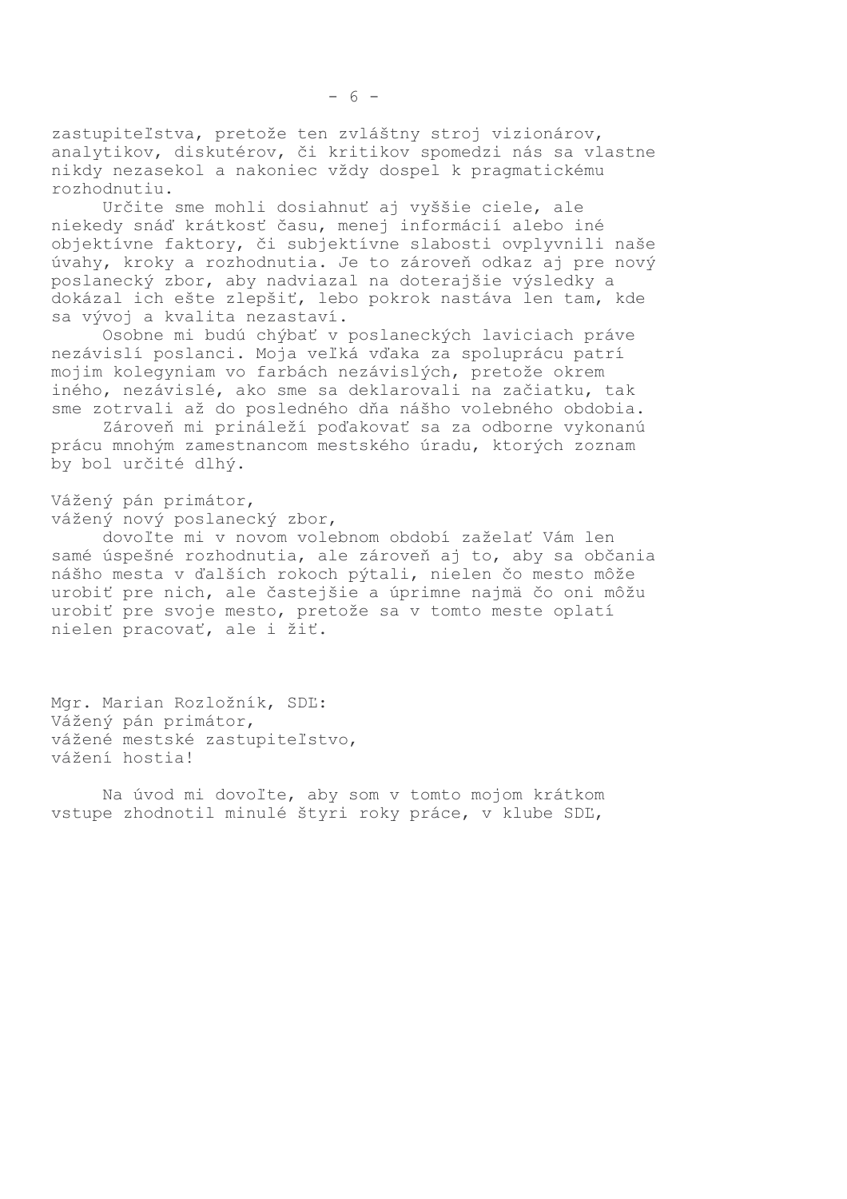zastupiteľstva, pretože ten zvláštny stroj vizionárov, analytikov, diskutérov, či kritikov spomedzi nás sa vlastne nikdy nezasekol a nakoniec vždy dospel k pragmatickému rozhodnutiu.

Určite sme mohli dosiahnuť aj vyššie ciele, ale niekedy snáď krátkosť času, menej informácií alebo iné objektívne faktory, či subjektívne slabosti ovplyvnili naše úvahy, kroky a rozhodnutia. Je to zároveň odkaz aj pre nový poslanecký zbor, aby nadviazal na doterajšie výsledky a dokázal ich ešte zlepšiť, lebo pokrok nastáva len tam, kde sa vývoj a kvalita nezastaví.

Osobne mi budú chýbať v poslaneckých laviciach práve nezávislí poslanci. Moja veľká vďaka za spoluprácu patrí mojim kolegyniam vo farbách nezávislých, pretože okrem iného, nezávislé, ako sme sa deklarovali na začiatku, tak sme zotrvali až do posledného dňa nášho volebného obdobia.

Zároveň mi prináleží poďakovať sa za odborne vykonanú prácu mnohým zamestnancom mestského úradu, ktorých zoznam by bol určité dlhý.

Vážený pán primátor,
vážený nový poslanecký zbor,

dovoľte mi v novom volebnom období zaželať Vám len samé úspešné rozhodnutia, ale zároveň aj to, aby sa občania nášho mesta v ďalších rokoch pýtali, nielen čo mesto môže urobiť pre nich, ale častejšie a úprimne najmä čo oni môžu urobiť pre svoje mesto, pretože sa v tomto meste oplatí nielen pracovať, ale i žiť.

Mgr. Marian Rozložník, SDĽ:
Vážený pán primátor,
vážené mestské zastupiteľstvo,
vážení hostia!

Na úvod mi dovoľte, aby som v tomto mojom krátkom vstupe zhodnotil minulé štyri roky práce, v klube SDĽ,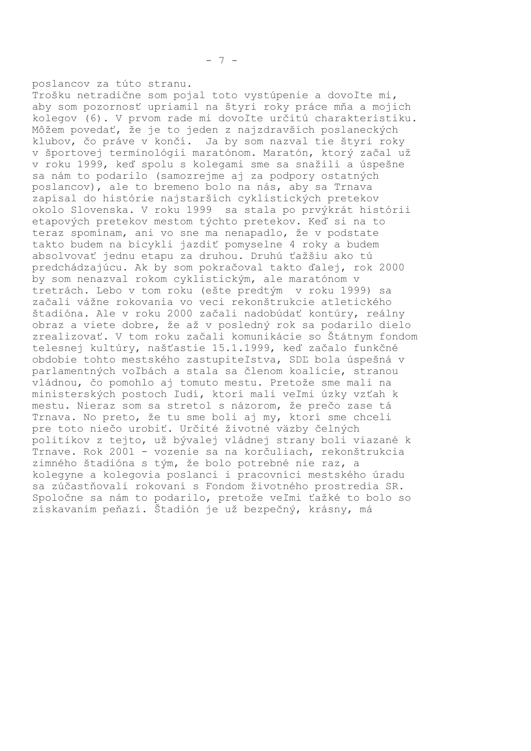poslancov za túto stranu.
Trošku netradične som pojal toto vystúpenie a dovoľte mi, aby som pozornosť upriamil na štyri roky práce mňa a mojich kolegov (6). V prvom rade mi dovoľte určitú charakteristiku. Môžem povedať, že je to jeden z najzdravších poslaneckých klubov, čo práve v končí. Ja by som nazval tie štyri roky v športovej terminológii maratónom. Maratón, ktorý začal už v roku 1999, keď spolu s kolegami sme sa snažili a úspešne sa nám to podarilo (samozrejme aj za podpory ostatných poslancov), ale to bremeno bolo na nás, aby sa Trnava zapísal do histórie najstarších cyklistických pretekov okolo Slovenska. V roku 1999 sa stala po prvýkrát histórii etapových pretekov mestom týchto pretekov. Keď si na to teraz spomínam, ani vo sne ma nenapadlo, že v podstate takto budem na bicykli jazdiť pomyselne 4 roky a budem absolvovať jednu etapu za druhou. Druhú ťažšiu ako tú predchádzajúcu. Ak by som pokračoval takto ďalej, rok 2000 by som nenazval rokom cyklistickým, ale maratónom v tretrách. Lebo v tom roku (ešte predtým v roku 1999) sa začali vážne rokovania vo veci rekonštrukcie atletického štadióna. Ale v roku 2000 začali nadobúdať kontúry, reálny obraz a viete dobre, že až v posledný rok sa podarilo dielo zrealizovať. V tom roku začali komunikácie so Štátnym fondom telesnej kultúry, našťastie 15.1.1999, keď začalo funkčné obdobie tohto mestského zastupiteľstva, SDĽ bola úspešná v parlamentných voľbách a stala sa členom koalície, stranou vládnou, čo pomohlo aj tomuto mestu. Pretože sme mali na ministerských postoch ľudí, ktorí mali veľmi úzky vzťah k mestu. Nieraz som sa stretol s názorom, že prečo zase tá Trnava. No preto, že tu sme boli aj my, ktorí sme chceli pre toto niečo urobiť. Určité životné väzby čelných politikov z tejto, už bývalej vládnej strany boli viazané k Trnave. Rok 2001 - vozenie sa na korčuliach, rekonštrukcia zimného štadióna s tým, že bolo potrebné nie raz, a kolegyne a kolegovia poslanci i pracovníci mestského úradu sa zúčastňovali rokovaní s Fondom životného prostredia SR. Spoločne sa nám to podarilo, pretože veľmi ťažké to bolo so získavaním peňazí. Štadión je už bezpečný, krásny, má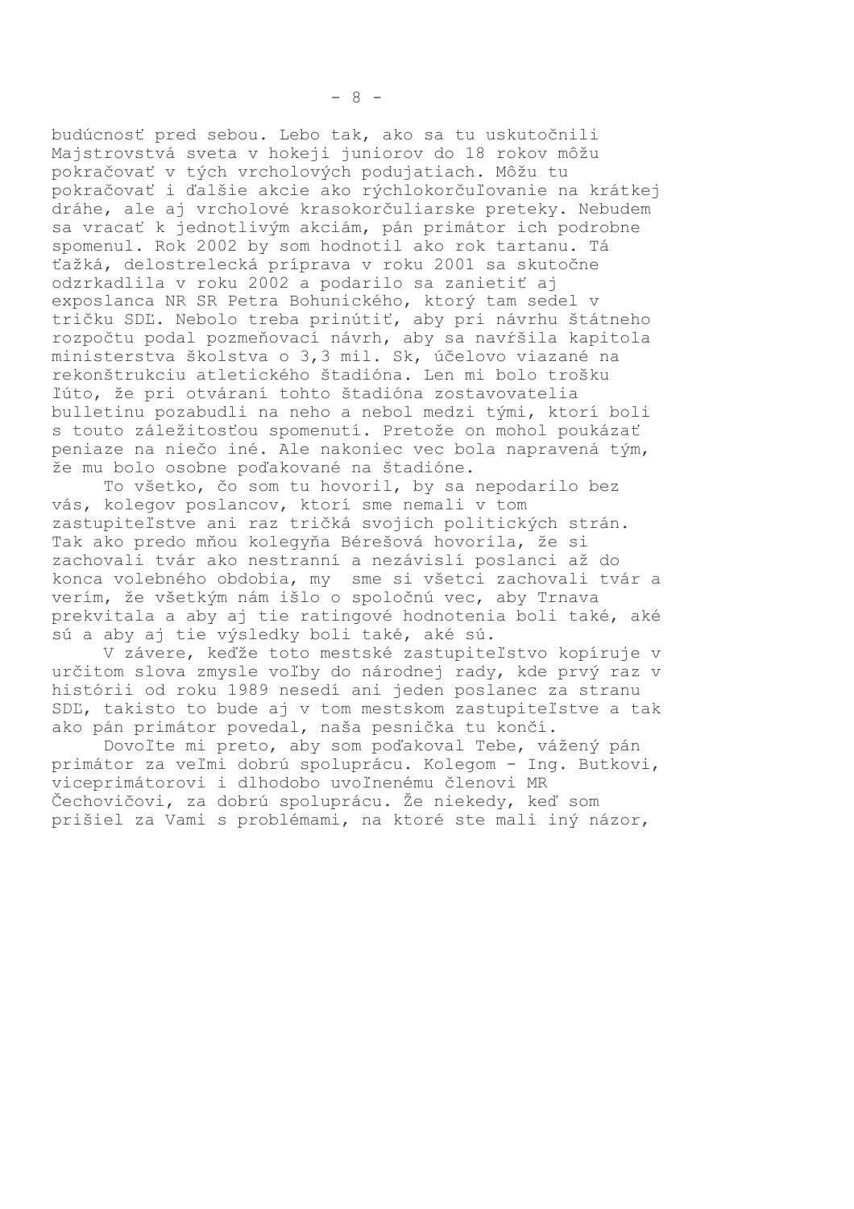budúcnosť pred sebou. Lebo tak, ako sa tu uskutočnili Majstrovstvá sveta v hokeji juniorov do 18 rokov môžu pokračovať v tých vrcholových podujatiach. Môžu tu pokračovať i ďalšie akcie ako rýchlokorčuľovanie na krátkej dráhe, ale aj vrcholové krasokorčuliarske preteky. Nebudem sa vracať k jednotlivým akciám, pán primátor ich podrobne spomenul. Rok 2002 by som hodnotil ako rok tartanu. Tá ťažká, delostrelecká príprava v roku 2001 sa skutočne odzrkadlila v roku 2002 a podarilo sa zanietiť aj exposlanca NR SR Petra Bohunického, ktorý tam sedel v tričku SDĽ. Nebolo treba prinútiť, aby pri návrhu štátneho rozpočtu podal pozmeňovací návrh, aby sa navŕšila kapitola ministerstva školstva o 3,3 mil. Sk, účelovo viazané na rekonštrukciu atletického štadióna. Len mi bolo trošku ľúto, že pri otváraní tohto štadióna zostavovatelia bulletinu pozabudli na neho a nebol medzi tými, ktorí boli s touto záležitosťou spomenutí. Pretože on mohol poukázať peniaze na niečo iné. Ale nakoniec vec bola napravená tým, že mu bolo osobne poďakované na štadióne.

To všetko, čo som tu hovoril, by sa nepodarilo bez vás, kolegov poslancov, ktorí sme nemali v tom zastupiteľstve ani raz tričká svojich politických strán. Tak ako predo mňou kolegyňa Bérešová hovorila, že si zachovali tvár ako nestranní a nezávislí poslanci až do konca volebného obdobia, my sme si všetci zachovali tvár a verím, že všetkým nám išlo o spoločnú vec, aby Trnava prekvitala a aby aj tie ratingové hodnotenia boli také, aké sú a aby aj tie výsledky boli také, aké sú.

V závere, keďže toto mestské zastupiteľstvo kopíruje v určitom slova zmysle voľby do národnej rady, kde prvý raz v histórii od roku 1989 nesedí ani jeden poslanec za stranu SDĽ, takisto to bude aj v tom mestskom zastupiteľstve a tak ako pán primátor povedal, naša pesnička tu končí.

Dovoľte mi preto, aby som poďakoval Tebe, vážený pán primátor za veľmi dobrú spoluprácu. Kolegom - Ing. Butkovi, viceprimátorovi i dlhodobo uvoľnenému členovi MR Čechovičovi, za dobrú spoluprácu. Že niekedy, keď som prišiel za Vami s problémami, na ktoré ste mali iný názor,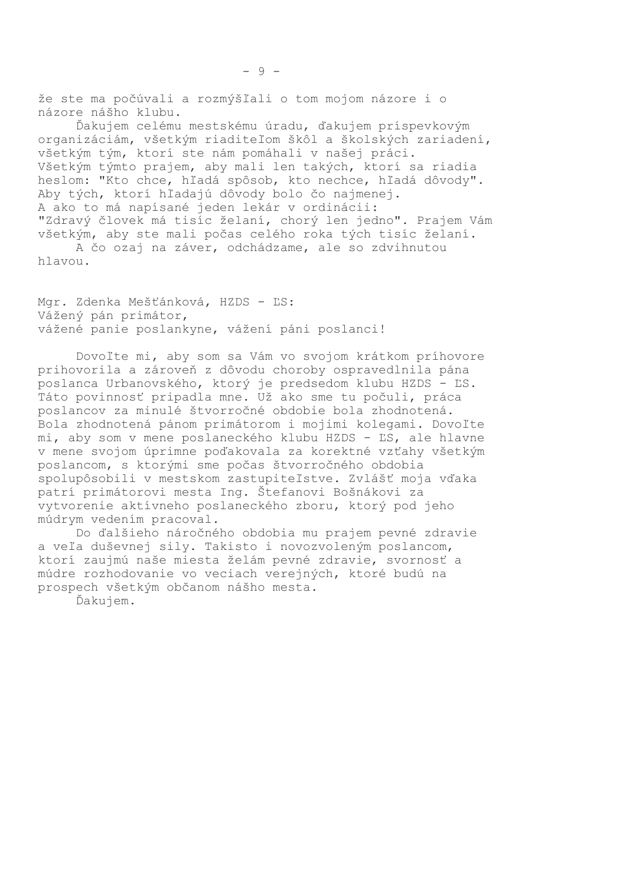že ste ma počúvali a rozmýšľali o tom mojom názore i o názore nášho klubu.

Ďakujem celému mestskému úradu, ďakujem príspevkovým organizáciám, všetkým riaditeľom škôl a školských zariadení, všetkým tým, ktorí ste nám pomáhali v našej práci. Všetkým týmto prajem, aby mali len takých, ktorí sa riadia heslom: "Kto chce, hľadá spôsob, kto nechce, hľadá dôvody". Aby tých, ktorí hľadajú dôvody bolo čo najmenej.
A ako to má napísané jeden lekár v ordinácii:
"Zdravý človek má tisíc želaní, chorý len jedno". Prajem Vám všetkým, aby ste mali počas celého roka tých tisíc želaní.

A čo ozaj na záver, odchádzame, ale so zdvihnutou hlavou.

Mgr. Zdenka Mešťánková, HZDS - ĽS:
Vážený pán primátor,
vážené panie poslankyne, vážení páni poslanci!

Dovoľte mi, aby som sa Vám vo svojom krátkom príhovore prihovorila a zároveň z dôvodu choroby ospravedlnila pána poslanca Urbanovského, ktorý je predsedom klubu HZDS - ĽS. Táto povinnosť pripadla mne. Už ako sme tu počuli, práca poslancov za minulé štvorročné obdobie bola zhodnotená. Bola zhodnotená pánom primátorom i mojimi kolegami. Dovoľte mi, aby som v mene poslaneckého klubu HZDS - ĽS, ale hlavne v mene svojom úprimne poďakovala za korektné vzťahy všetkým poslancom, s ktorými sme počas štvorročného obdobia spolupôsobili v mestskom zastupiteľstve. Zvlášť moja vďaka patrí primátorovi mesta Ing. Štefanovi Bošnákovi za vytvorenie aktívneho poslaneckého zboru, ktorý pod jeho múdrym vedením pracoval.

Do ďalšieho náročného obdobia mu prajem pevné zdravie a veľa duševnej sily. Takisto i novozvoleným poslancom, ktorí zaujmú naše miesta želám pevné zdravie, svornosť a múdre rozhodovanie vo veciach verejných, ktoré budú na prospech všetkým občanom nášho mesta.

Ďakujem.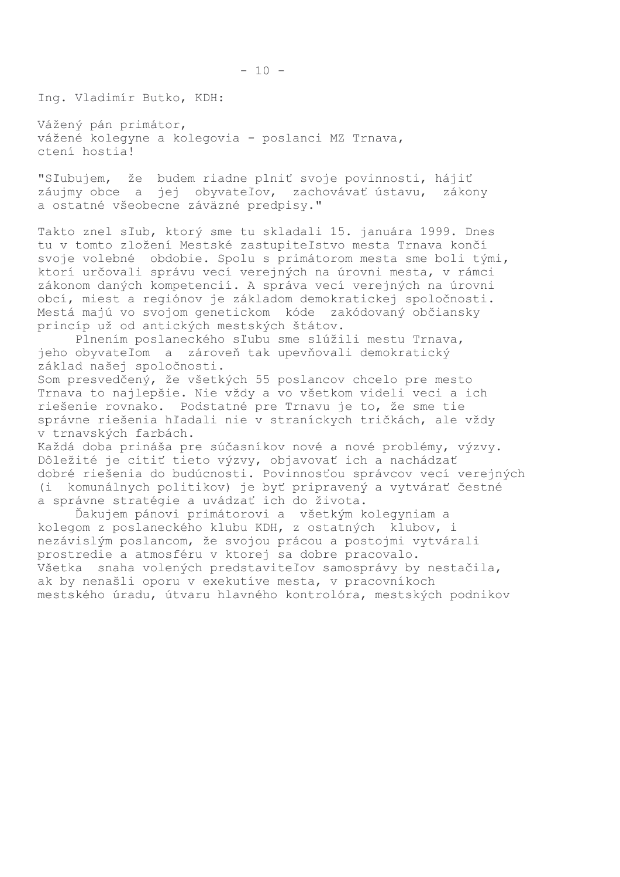Ing. Vladimír Butko, KDH:

Vážený pán primátor,
vážené kolegyne a kolegovia - poslanci MZ Trnava,
ctení hostia!

"Sľubujem, že budem riadne plniť svoje povinnosti, hájiť záujmy obce a jej obyvateľov, zachovávať ústavu, zákony a ostatné všeobecne záväzné predpisy."

Takto znel sľub, ktorý sme tu skladali 15. januára 1999. Dnes tu v tomto zložení Mestské zastupiteľstvo mesta Trnava končí svoje volebné obdobie. Spolu s primátorom mesta sme boli tými, ktorí určovali správu vecí verejných na úrovni mesta, v rámci zákonom daných kompetencií. A správa vecí verejných na úrovni obcí, miest a regiónov je základom demokratickej spoločnosti. Mestá majú vo svojom genetickom kóde zakódovaný občiansky princíp už od antických mestských štátov.

Plnením poslaneckého sľubu sme slúžili mestu Trnava, jeho obyvateľom a zároveň tak upevňovali demokratický základ našej spoločnosti.

Som presvedčený, že všetkých 55 poslancov chcelo pre mesto Trnava to najlepšie. Nie vždy a vo všetkom videli veci a ich riešenie rovnako. Podstatné pre Trnavu je to, že sme tie správne riešenia hľadali nie v straníckych tričkách, ale vždy v trnavských farbách.

Každá doba prináša pre súčasníkov nové a nové problémy, výzvy. Dôležité je cítiť tieto výzvy, objavovať ich a nachádzať dobré riešenia do budúcnosti. Povinnosťou správcov vecí verejných (i komunálnych politikov) je byť pripravený a vytvárať čestné a správne stratégie a uvádzať ich do života.

Ďakujem pánovi primátorovi a všetkým kolegyniam a kolegom z poslaneckého klubu KDH, z ostatných klubov, i nezávislým poslancom, že svojou prácou a postojmi vytvárali prostredie a atmosféru v ktorej sa dobre pracovalo.

Všetka snaha volených predstaviteľov samosprávy by nestačila, ak by nenašli oporu v exekutíve mesta, v pracovníkoch mestského úradu, útvaru hlavného kontrolóra, mestských podnikov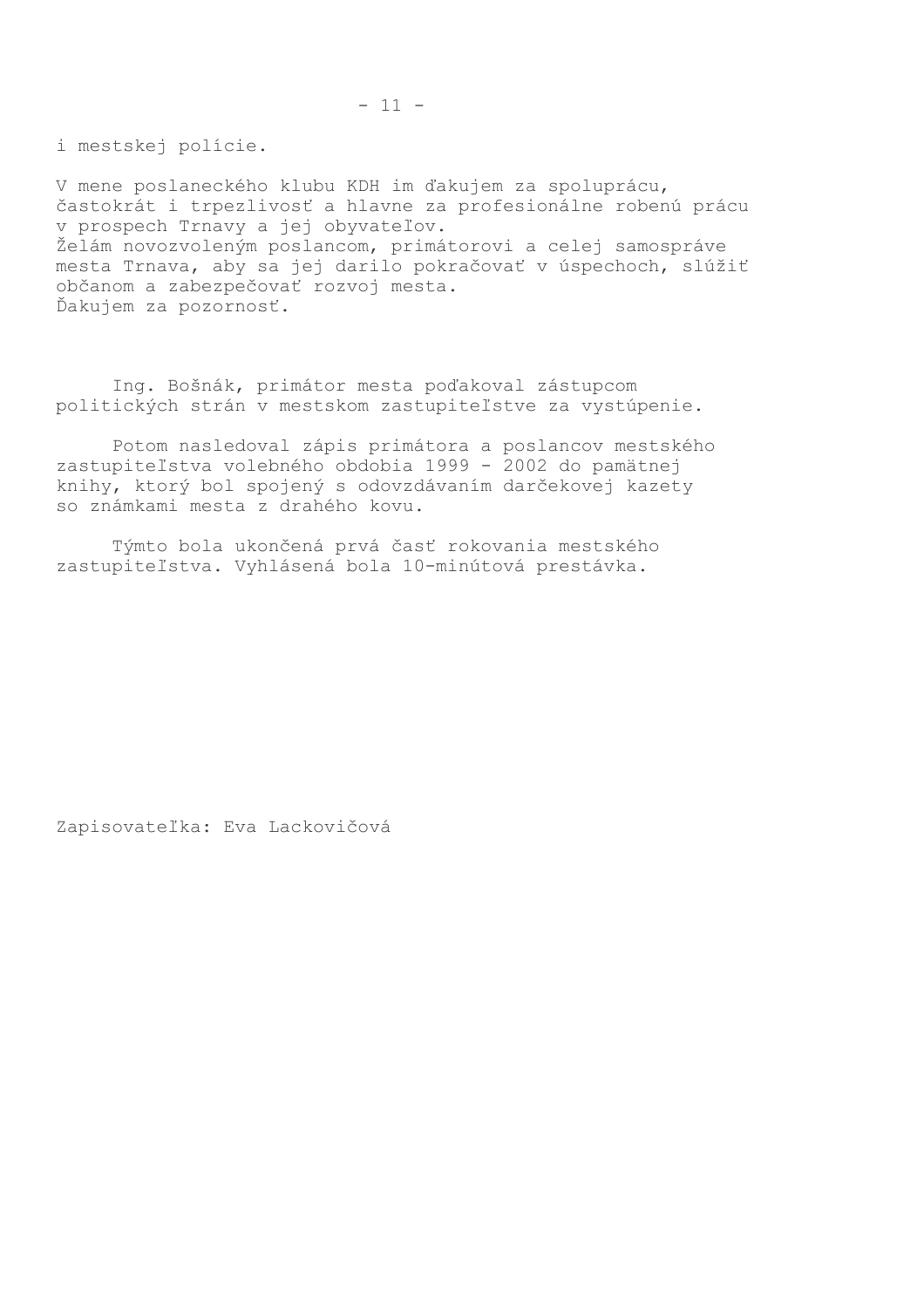i mestskej polície.

V mene poslaneckého klubu KDH im ďakujem za spoluprácu, častokrát i trpezlivosť a hlavne za profesionálne robenú prácu v prospech Trnavy a jej obyvateľov.
Želám novozvoleným poslancom, primátorovi a celej samospráve mesta Trnava, aby sa jej darilo pokračovať v úspechoch, slúžiť občanom a zabezpečovať rozvoj mesta.
Ďakujem za pozornosť.

Ing. Bošnák, primátor mesta poďakoval zástupcom politických strán v mestskom zastupiteľstve za vystúpenie.

Potom nasledoval zápis primátora a poslancov mestského zastupiteľstva volebného obdobia 1999 - 2002 do pamätnej knihy, ktorý bol spojený s odovzdávaním darčekovej kazety so známkami mesta z drahého kovu.

Týmto bola ukončená prvá časť rokovania mestského zastupiteľstva. Vyhlásená bola 10-minútová prestávka.

Zapisovateľka: Eva Lackovičová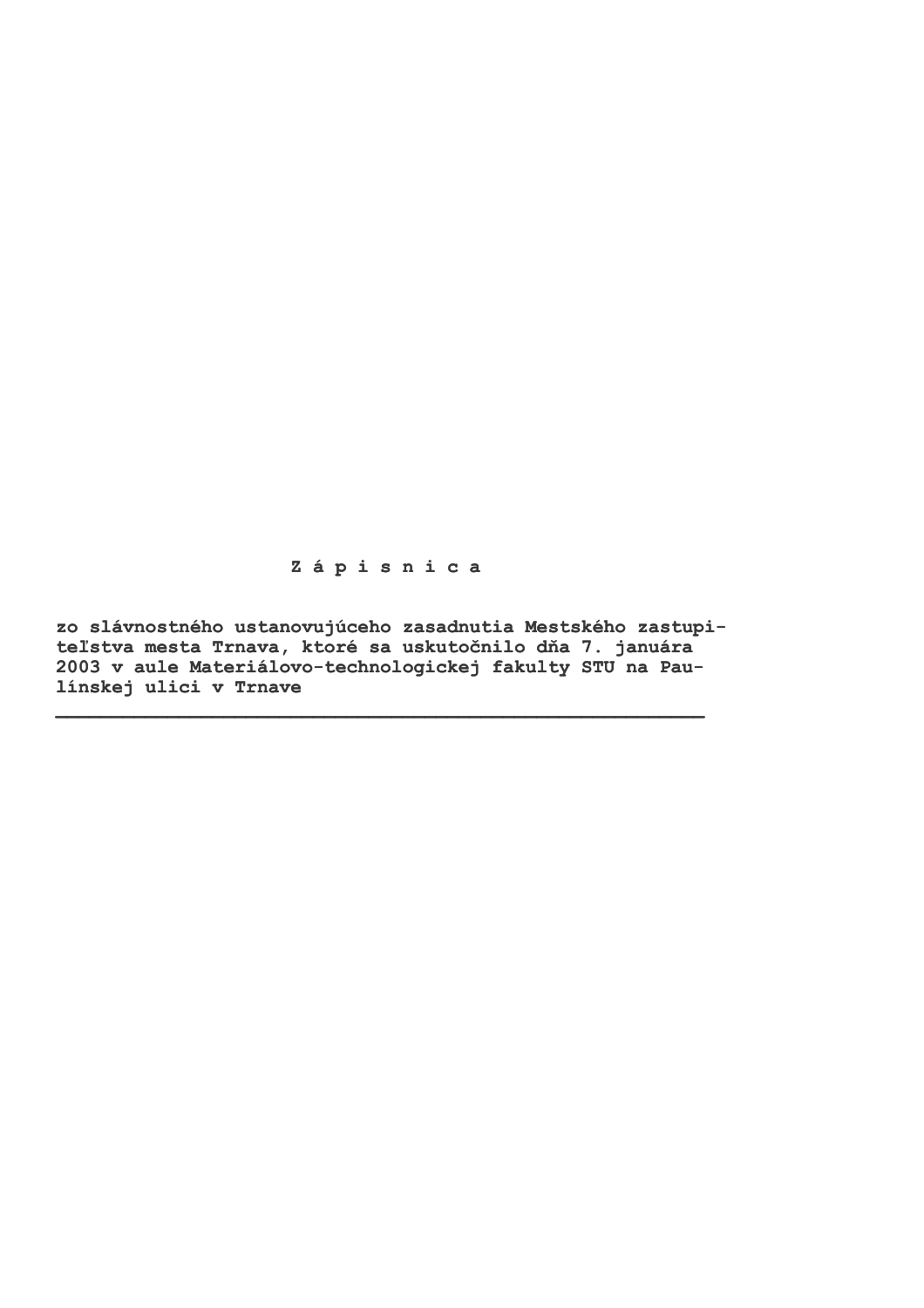**Z á p i s n i c a**

**zo slávnostného ustanovujúceho zasadnutia Mestského zastupi-teľstva mesta Trnava, ktoré sa uskutočnilo dňa 7. januára 2003 v aule Materiálovo-technologickej fakulty STU na Paulínskej ulici v Trnave**

---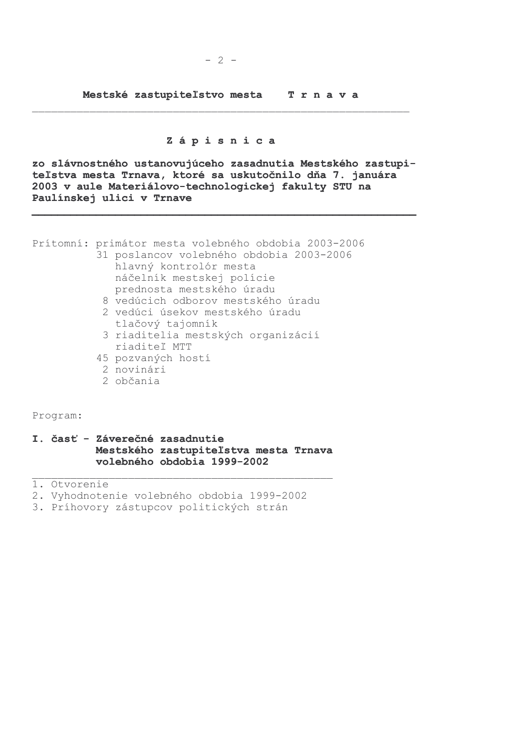**Mestské zastupiteľstvo mesta T r n a v a**

# Z á p i s n i c a

**zo slávnostného ustanovujúceho zasadnutia Mestského zastupiteľstva mesta Trnava, ktoré sa uskutočnilo dňa 7. januára 2003 v aule Materiálovo-technologickej fakulty STU na Paulínskej ulici v Trnave**

Prítomní: primátor mesta volebného obdobia 2003-2006
31 poslancov volebného obdobia 2003-2006
hlavný kontrolór mesta
náčelník mestskej polície
prednosta mestského úradu
8 vedúcich odborov mestského úradu
2 vedúci úsekov mestského úradu
tlačový tajomník
3 riaditelia mestských organizácií
riaditeľ MTT
45 pozvaných hostí
2 novinári
2 občania

Program:

**I. časť - Záverečné zasadnutie Mestského zastupiteľstva mesta Trnava volebného obdobia 1999-2002**

1. Otvorenie
2. Vyhodnotenie volebného obdobia 1999-2002
3. Príhovory zástupcov politických strán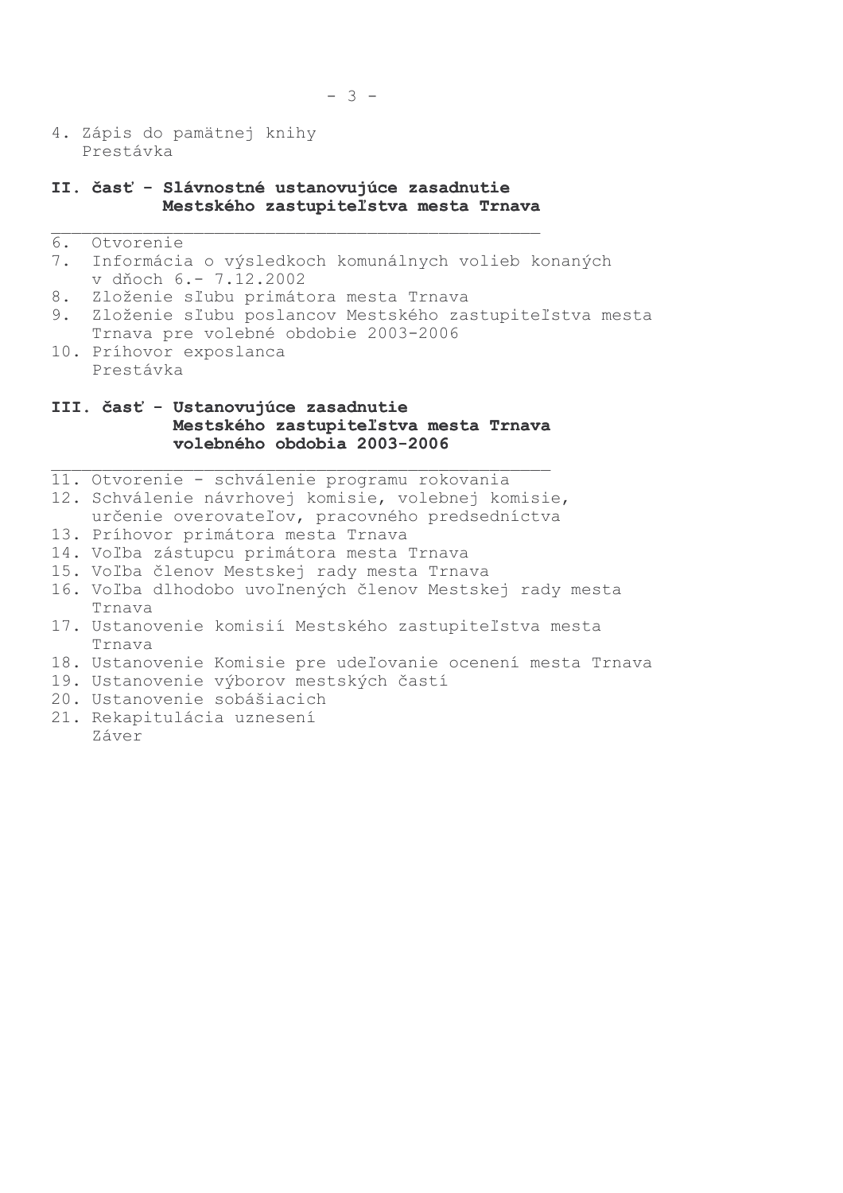4. Zápis do pamätnej knihy
   Prestávka

## II. časť - Slávnostné ustanovujúce zasadnutie Mestského zastupiteľstva mesta Trnava

6. Otvorenie
7. Informácia o výsledkoch komunálnych volieb konaných v dňoch 6.- 7.12.2002
8. Zloženie sľubu primátora mesta Trnava
9. Zloženie sľubu poslancov Mestského zastupiteľstva mesta Trnava pre volebné obdobie 2003-2006
10. Príhovor exposlanca
    Prestávka

## III. časť - Ustanovujúce zasadnutie Mestského zastupiteľstva mesta Trnava volebného obdobia 2003-2006

11. Otvorenie - schválenie programu rokovania
12. Schválenie návrhovej komisie, volebnej komisie, určenie overovateľov, pracovného predsedníctva
13. Príhovor primátora mesta Trnava
14. Voľba zástupcu primátora mesta Trnava
15. Voľba členov Mestskej rady mesta Trnava
16. Voľba dlhodobo uvoľnených členov Mestskej rady mesta Trnava
17. Ustanovenie komisií Mestského zastupiteľstva mesta Trnava
18. Ustanovenie Komisie pre udeľovanie ocenení mesta Trnava
19. Ustanovenie výborov mestských častí
20. Ustanovenie sobášiacich
21. Rekapitulácia uznesení
    Záver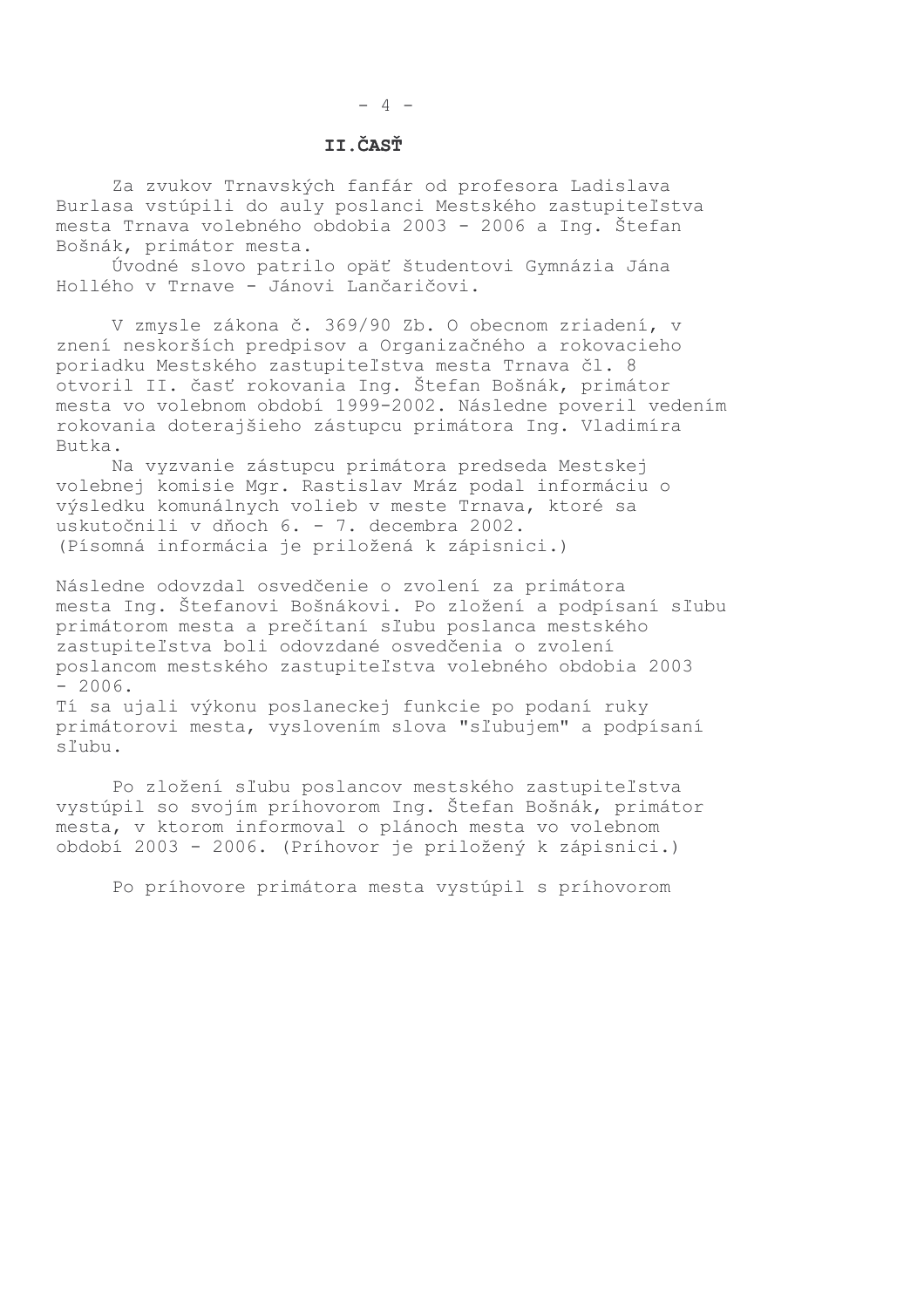## II.ČASŤ

Za zvukov Trnavských fanfár od profesora Ladislava Burlasa vstúpili do auly poslanci Mestského zastupiteľstva mesta Trnava volebného obdobia 2003 - 2006 a Ing. Štefan Bošnák, primátor mesta.

Úvodné slovo patrilo opäť študentovi Gymnázia Jána Hollého v Trnave - Jánovi Lančaričovi.

V zmysle zákona č. 369/90 Zb. O obecnom zriadení, v znení neskorších predpisov a Organizačného a rokovacieho poriadku Mestského zastupiteľstva mesta Trnava čl. 8 otvoril II. časť rokovania Ing. Štefan Bošnák, primátor mesta vo volebnom období 1999-2002. Následne poveril vedením rokovania doterajšieho zástupcu primátora Ing. Vladimíra Butka.

Na vyzvanie zástupcu primátora predseda Mestskej volebnej komisie Mgr. Rastislav Mráz podal informáciu o výsledku komunálnych volieb v meste Trnava, ktoré sa uskutočnili v dňoch 6. - 7. decembra 2002. (Písomná informácia je priložená k zápisnici.)

Následne odovzdal osvedčenie o zvolení za primátora mesta Ing. Štefanovi Bošnákovi. Po zložení a podpísaní sľubu primátorom mesta a prečítaní sľubu poslanca mestského zastupiteľstva boli odovzdané osvedčenia o zvolení poslancom mestského zastupiteľstva volebného obdobia 2003 - 2006.
Tí sa ujali výkonu poslaneckej funkcie po podaní ruky primátorovi mesta, vyslovením slova "sľubujem" a podpísaní sľubu.

Po zložení sľubu poslancov mestského zastupiteľstva vystúpil so svojím príhovorom Ing. Štefan Bošnák, primátor mesta, v ktorom informoval o plánoch mesta vo volebnom období 2003 - 2006. (Príhovor je priložený k zápisnici.)

Po príhovore primátora mesta vystúpil s príhovorom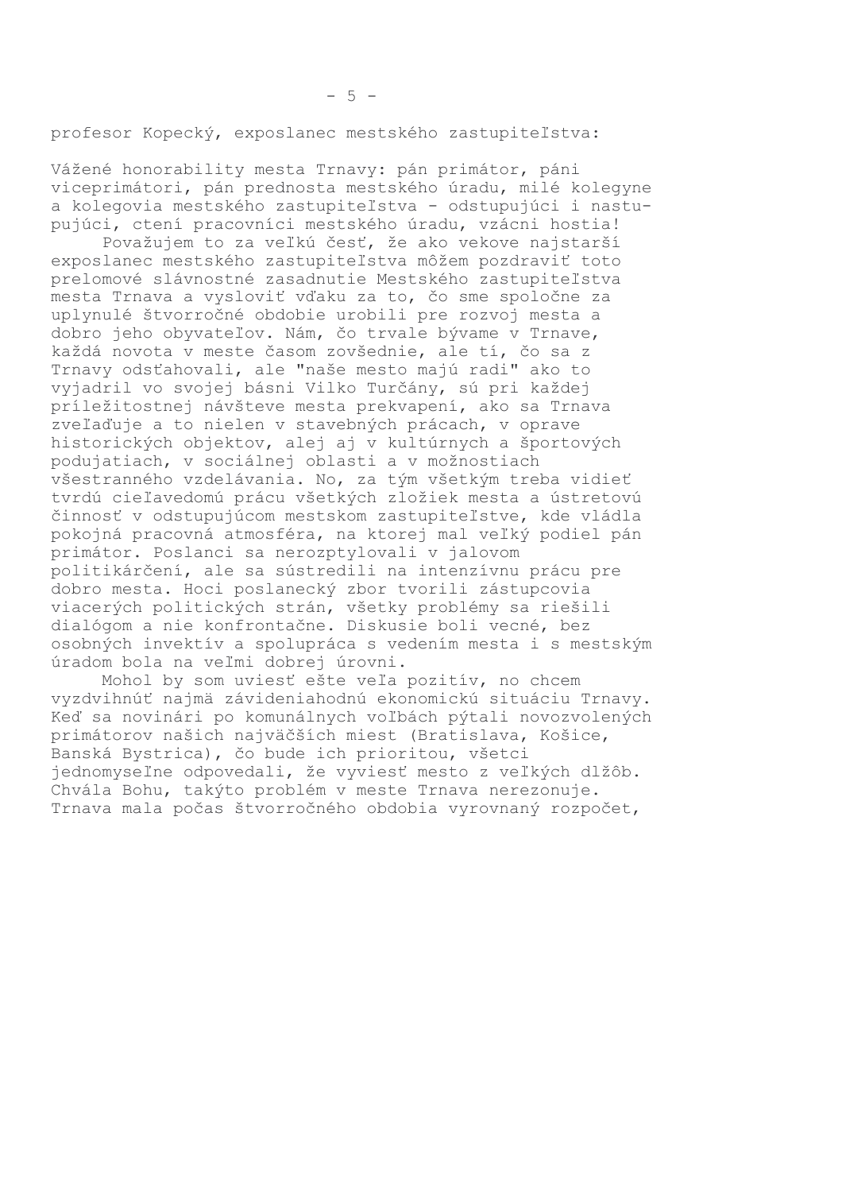profesor Kopecký, exposlanec mestského zastupiteľstva:

Vážené honorability mesta Trnavy: pán primátor, páni viceprimátori, pán prednosta mestského úradu, milé kolegyne a kolegovia mestského zastupiteľstva - odstupujúci i nastupujúci, ctení pracovníci mestského úradu, vzácni hostia!

Považujem to za veľkú česť, že ako vekove najstarší exposlanec mestského zastupiteľstva môžem pozdraviť toto prelomové slávnostné zasadnutie Mestského zastupiteľstva mesta Trnava a vysloviť vďaku za to, čo sme spoločne za uplynulé štvorročné obdobie urobili pre rozvoj mesta a dobro jeho obyvateľov. Nám, čo trvale bývame v Trnave, každá novota v meste časom zovšednie, ale tí, čo sa z Trnavy odsťahovali, ale "naše mesto majú radi" ako to vyjadril vo svojej básni Vilko Turčány, sú pri každej príležitostnej návšteve mesta prekvapení, ako sa Trnava zveľaďuje a to nielen v stavebných prácach, v oprave historických objektov, alej aj v kultúrnych a športových podujatiach, v sociálnej oblasti a v možnostiach všestranného vzdelávania. No, za tým všetkým treba vidieť tvrdú cieľavedomú prácu všetkých zložiek mesta a ústretovú činnosť v odstupujúcom mestskom zastupiteľstve, kde vládla pokojná pracovná atmosféra, na ktorej mal veľký podiel pán primátor. Poslanci sa nerozptylovali v jalovom politikárčení, ale sa sústredili na intenzívnu prácu pre dobro mesta. Hoci poslanecký zbor tvorili zástupcovia viacerých politických strán, všetky problémy sa riešili dialógom a nie konfrontačne. Diskusie boli vecné, bez osobných invektív a spolupráca s vedením mesta i s mestským úradom bola na veľmi dobrej úrovni.

Mohol by som uviesť ešte veľa pozitív, no chcem vyzdvihnúť najmä závideniahodnú ekonomickú situáciu Trnavy. Keď sa novinári po komunálnych voľbách pýtali novozvolených primátorov našich najväčších miest (Bratislava, Košice, Banská Bystrica), čo bude ich prioritou, všetci jednomyseľne odpovedali, že vyviesť mesto z veľkých dlžôb. Chvála Bohu, takýto problém v meste Trnava nerezonuje. Trnava mala počas štvorročného obdobia vyrovnaný rozpočet,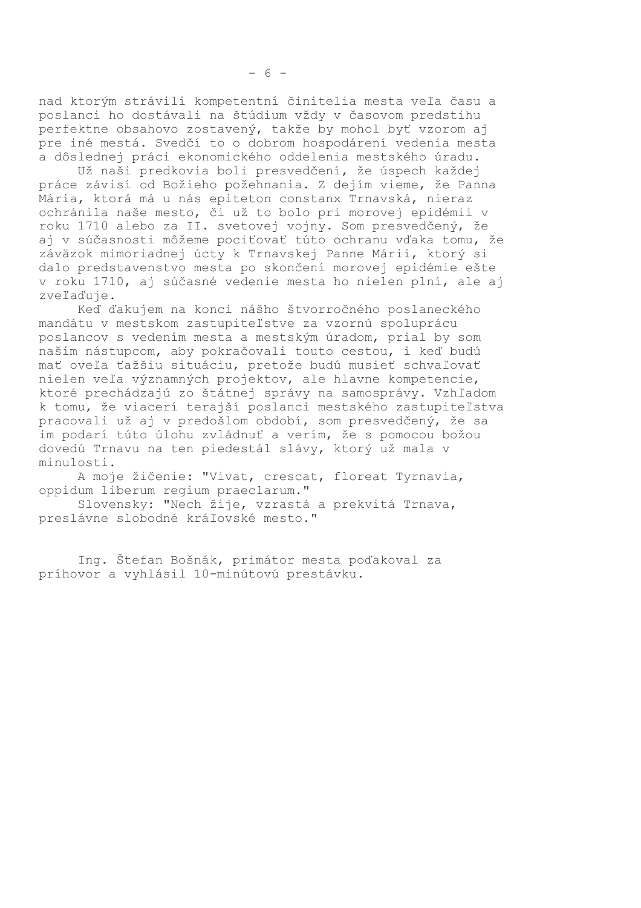nad ktorým strávili kompetentní činitelia mesta veľa času a poslanci ho dostávali na štúdium vždy v časovom predstihu perfektne obsahovo zostavený, takže by mohol byť vzorom aj pre iné mestá. Svedčí to o dobrom hospodárení vedenia mesta a dôslednej práci ekonomického oddelenia mestského úradu.

Už naši predkovia boli presvedčení, že úspech každej práce závisí od Božieho požehnania. Z dejím vieme, že Panna Mária, ktorá má u nás epiteton constanx Trnavská, nieraz ochránila naše mesto, či už to bolo pri morovej epidémii v roku 1710 alebo za II. svetovej vojny. Som presvedčený, že aj v súčasnosti môžeme pociťovať túto ochranu vďaka tomu, že záväzok mimoriadnej úcty k Trnavskej Panne Márii, ktorý si dalo predstavenstvo mesta po skončení morovej epidémie ešte v roku 1710, aj súčasné vedenie mesta ho nielen plní, ale aj zveľaďuje.

Keď ďakujem na konci nášho štvorročného poslaneckého mandátu v mestskom zastupiteľstve za vzornú spoluprácu poslancov s vedením mesta a mestským úradom, prial by som našim nástupcom, aby pokračovali touto cestou, i keď budú mať oveľa ťažšiu situáciu, pretože budú musieť schvaľovať nielen veľa významných projektov, ale hlavne kompetencie, ktoré prechádzajú zo štátnej správy na samosprávy. Vzhľadom k tomu, že viacerí terajší poslanci mestského zastupiteľstva pracovali už aj v predošlom období, som presvedčený, že sa im podarí túto úlohu zvládnuť a verím, že s pomocou božou dovedú Trnavu na ten piedestál slávy, ktorý už mala v minulosti.

A moje žičenie: "Vivat, crescat, floreat Tyrnavia, oppidum liberum regium praeclarum."

Slovensky: "Nech žije, vzrastá a prekvitá Trnava, preslávne slobodné kráľovské mesto."

Ing. Štefan Bošnák, primátor mesta poďakoval za príhovor a vyhlásil 10-minútovú prestávku.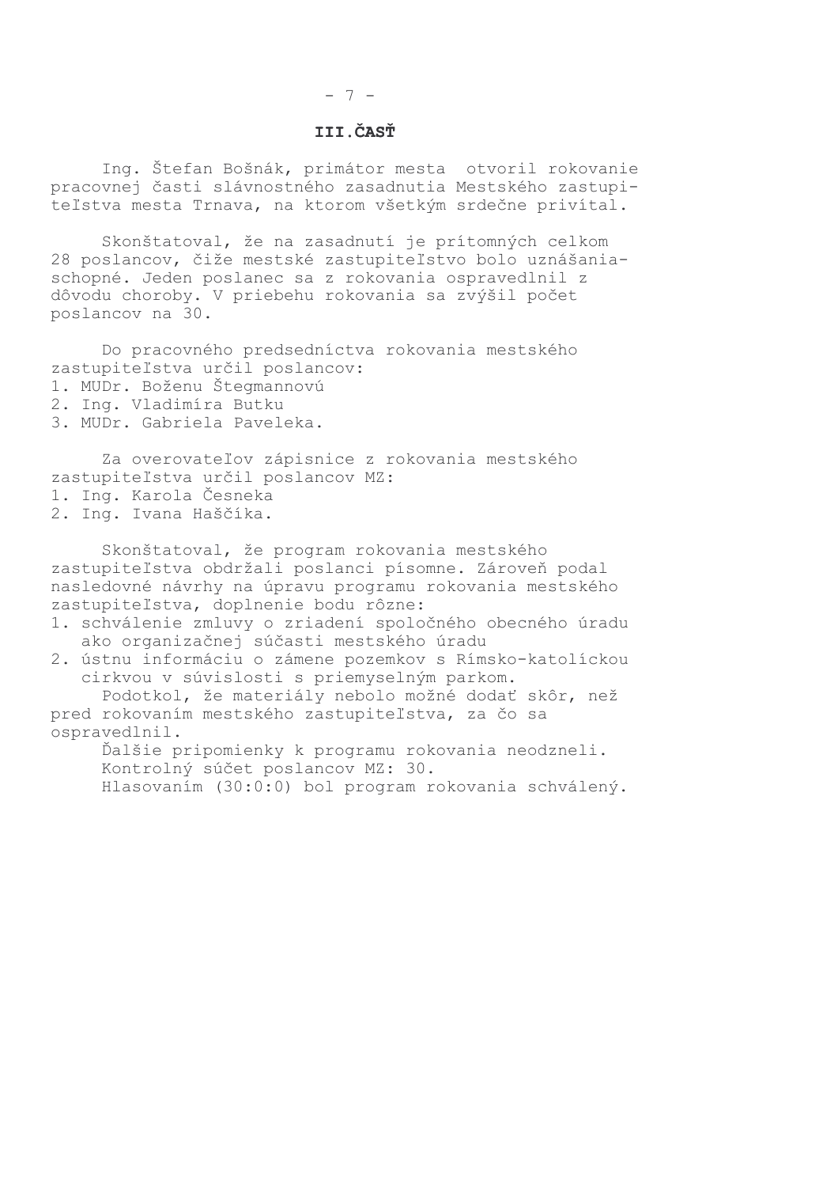## III.ČASŤ

Ing. Štefan Bošnák, primátor mesta otvoril rokovanie pracovnej časti slávnostného zasadnutia Mestského zastupiteľstva mesta Trnava, na ktorom všetkým srdečne privítal.

Skonštatoval, že na zasadnutí je prítomných celkom 28 poslancov, čiže mestské zastupiteľstvo bolo uznášaniaschopné. Jeden poslanec sa z rokovania ospravedlnil z dôvodu choroby. V priebehu rokovania sa zvýšil počet poslancov na 30.

Do pracovného predsedníctva rokovania mestského zastupiteľstva určil poslancov:

1. MUDr. Boženu Štegmannovú
2. Ing. Vladimíra Butku
3. MUDr. Gabriela Paveleka.

Za overovateľov zápisnice z rokovania mestského zastupiteľstva určil poslancov MZ:

1. Ing. Karola Česneka
2. Ing. Ivana Haščíka.

Skonštatoval, že program rokovania mestského zastupiteľstva obdržali poslanci písomne. Zároveň podal nasledovné návrhy na úpravu programu rokovania mestského zastupiteľstva, doplnenie bodu rôzne:

1. schválenie zmluvy o zriadení spoločného obecného úradu ako organizačnej súčasti mestského úradu
2. ústnu informáciu o zámene pozemkov s Rímsko-katolíckou cirkvou v súvislosti s priemyselným parkom.

Podotkol, že materiály nebolo možné dodať skôr, než pred rokovaním mestského zastupiteľstva, za čo sa ospravedlnil.

Ďalšie pripomienky k programu rokovania neodzneli.

Kontrolný súčet poslancov MZ: 30.

Hlasovaním (30:0:0) bol program rokovania schválený.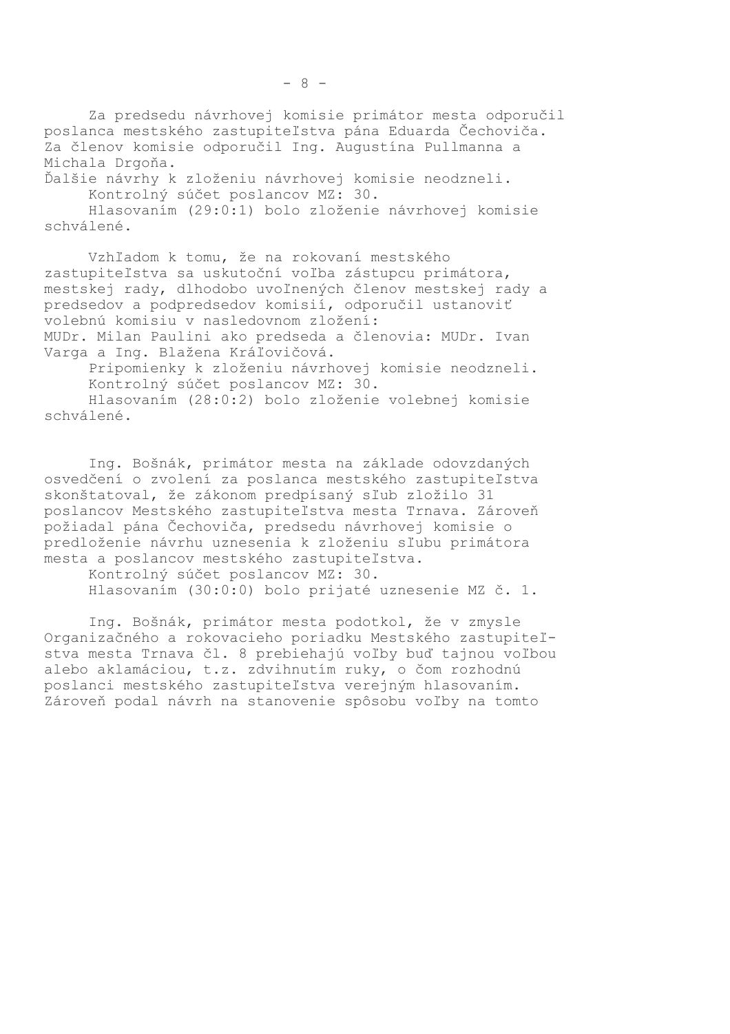Za predsedu návrhovej komisie primátor mesta odporučil poslanca mestského zastupiteľstva pána Eduarda Čechoviča. Za členov komisie odporučil Ing. Augustína Pullmanna a Michala Drgoňa.

Ďalšie návrhy k zloženiu návrhovej komisie neodzneli.

Kontrolný súčet poslancov MZ: 30.

Hlasovaním (29:0:1) bolo zloženie návrhovej komisie schválené.

Vzhľadom k tomu, že na rokovaní mestského zastupiteľstva sa uskutoční voľba zástupcu primátora, mestskej rady, dlhodobo uvoľnených členov mestskej rady a predsedov a podpredsedov komisií, odporučil ustanoviť volebnú komisiu v nasledovnom zložení:

MUDr. Milan Paulini ako predseda a členovia: MUDr. Ivan Varga a Ing. Blažena Kráľovičová.

Pripomienky k zloženiu návrhovej komisie neodzneli.

Kontrolný súčet poslancov MZ: 30.

Hlasovaním (28:0:2) bolo zloženie volebnej komisie schválené.

Ing. Bošnák, primátor mesta na základe odovzdaných osvedčení o zvolení za poslanca mestského zastupiteľstva skonštatoval, že zákonom predpísaný sľub zložilo 31 poslancov Mestského zastupiteľstva mesta Trnava. Zároveň požiadal pána Čechoviča, predsedu návrhovej komisie o predloženie návrhu uznesenia k zloženiu sľubu primátora mesta a poslancov mestského zastupiteľstva.

Kontrolný súčet poslancov MZ: 30.

Hlasovaním (30:0:0) bolo prijaté uznesenie MZ č. 1.

Ing. Bošnák, primátor mesta podotkol, že v zmysle Organizačného a rokovacieho poriadku Mestského zastupiteľstva mesta Trnava čl. 8 prebiehajú voľby buď tajnou voľbou alebo aklamáciou, t.z. zdvihnutím ruky, o čom rozhodnú poslanci mestského zastupiteľstva verejným hlasovaním. Zároveň podal návrh na stanovenie spôsobu voľby na tomto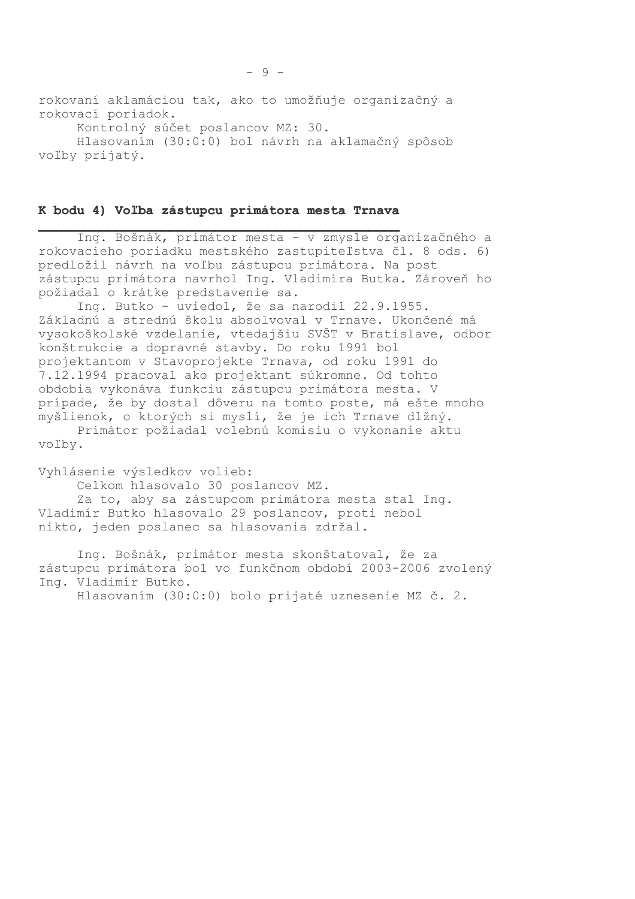rokovaní aklamáciou tak, ako to umožňuje organizačný a rokovací poriadok.

Kontrolný súčet poslancov MZ: 30.

Hlasovaním (30:0:0) bol návrh na aklamačný spôsob voľby prijatý.

## K bodu 4) Voľba zástupcu primátora mesta Trnava

Ing. Bošnák, primátor mesta - v zmysle organizačného a rokovacieho poriadku mestského zastupiteľstva čl. 8 ods. 6) predložil návrh na voľbu zástupcu primátora. Na post zástupcu primátora navrhol Ing. Vladimíra Butka. Zároveň ho požiadal o krátke predstavenie sa.

Ing. Butko - uviedol, že sa narodil 22.9.1955. Základnú a strednú školu absolvoval v Trnave. Ukončené má vysokoškolské vzdelanie, vtedajšiu SVŠT v Bratislave, odbor konštrukcie a dopravné stavby. Do roku 1991 bol projektantom v Stavoprojekte Trnava, od roku 1991 do 7.12.1994 pracoval ako projektant súkromne. Od tohto obdobia vykonáva funkciu zástupcu primátora mesta. V prípade, že by dostal dôveru na tomto poste, má ešte mnoho myšlienok, o ktorých si myslí, že je ich Trnave dlžný.

Primátor požiadal volebnú komisiu o vykonanie aktu voľby.

Vyhlásenie výsledkov volieb:

Celkom hlasovalo 30 poslancov MZ.

Za to, aby sa zástupcom primátora mesta stal Ing. Vladimír Butko hlasovalo 29 poslancov, proti nebol nikto, jeden poslanec sa hlasovania zdržal.

Ing. Bošnák, primátor mesta skonštatoval, že za zástupcu primátora bol vo funkčnom období 2003-2006 zvolený Ing. Vladimír Butko.

Hlasovaním (30:0:0) bolo prijaté uznesenie MZ č. 2.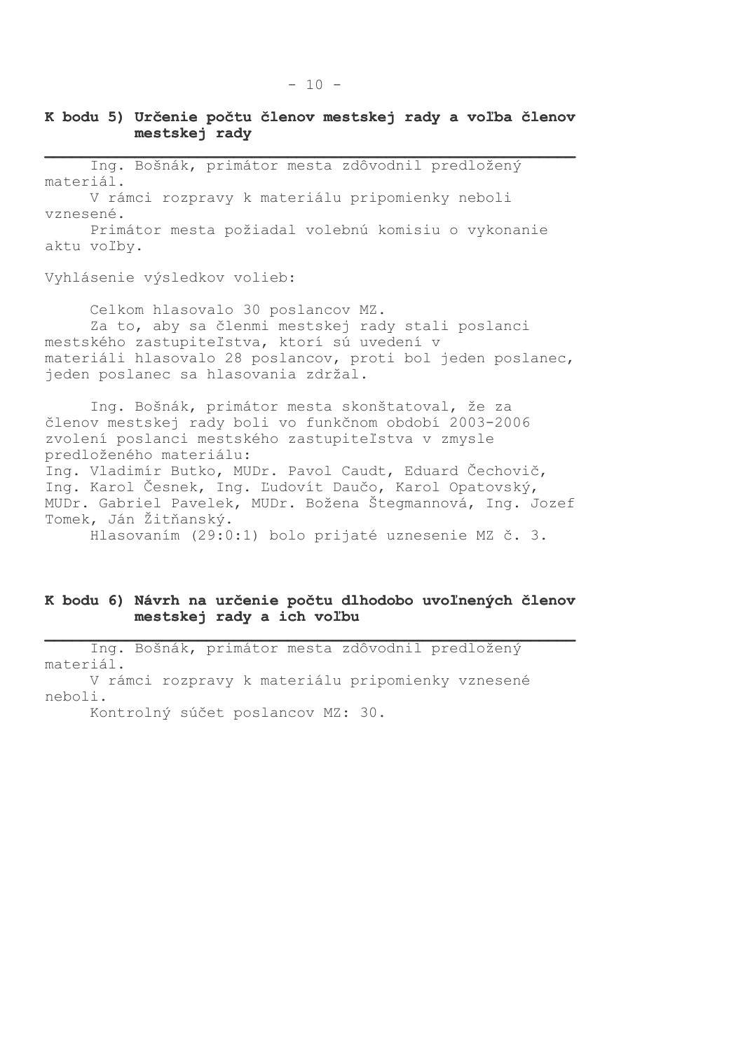## K bodu 5) Určenie počtu členov mestskej rady a voľba členov mestskej rady

Ing. Bošnák, primátor mesta zdôvodnil predložený materiál.

V rámci rozpravy k materiálu pripomienky neboli vznesené.

Primátor mesta požiadal volebnú komisiu o vykonanie aktu voľby.

Vyhlásenie výsledkov volieb:

Celkom hlasovalo 30 poslancov MZ.

Za to, aby sa členmi mestskej rady stali poslanci mestského zastupiteľstva, ktorí sú uvedení v materiáli hlasovalo 28 poslancov, proti bol jeden poslanec, jeden poslanec sa hlasovania zdržal.

Ing. Bošnák, primátor mesta skonštatoval, že za členov mestskej rady boli vo funkčnom období 2003-2006 zvolení poslanci mestského zastupiteľstva v zmysle predloženého materiálu:
Ing. Vladimír Butko, MUDr. Pavol Caudt, Eduard Čechovič, Ing. Karol Česnek, Ing. Ľudovít Daučo, Karol Opatovský, MUDr. Gabriel Pavelek, MUDr. Božena Štegmannová, Ing. Jozef Tomek, Ján Žitňanský.

Hlasovaním (29:0:1) bolo prijaté uznesenie MZ č. 3.

## K bodu 6) Návrh na určenie počtu dlhodobo uvoľnených členov mestskej rady a ich voľbu

Ing. Bošnák, primátor mesta zdôvodnil predložený materiál.

V rámci rozpravy k materiálu pripomienky vznesené neboli.

Kontrolný súčet poslancov MZ: 30.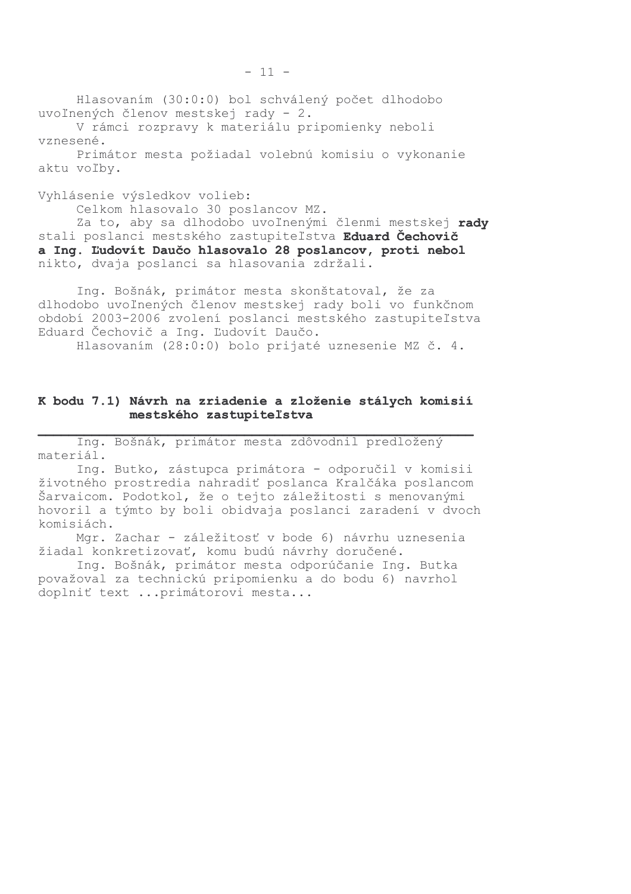Hlasovaním (30:0:0) bol schválený počet dlhodobo uvoľnených členov mestskej rady - 2.

V rámci rozpravy k materiálu pripomienky neboli vznesené.

Primátor mesta požiadal volebnú komisiu o vykonanie aktu voľby.

Vyhlásenie výsledkov volieb:

Celkom hlasovalo 30 poslancov MZ.

Za to, aby sa dlhodobo uvoľnenými členmi mestskej **rady** stali poslanci mestského zastupiteľstva **Eduard Čechovič a Ing. Ľudovít Daučo hlasovalo 28 poslancov, proti nebol** nikto, dvaja poslanci sa hlasovania zdržali.

Ing. Bošnák, primátor mesta skonštatoval, že za dlhodobo uvoľnených členov mestskej rady boli vo funkčnom období 2003-2006 zvolení poslanci mestského zastupiteľstva Eduard Čechovič a Ing. Ľudovít Daučo.

Hlasovaním (28:0:0) bolo prijaté uznesenie MZ č. 4.

## K bodu 7.1) Návrh na zriadenie a zloženie stálych komisií mestského zastupiteľstva

Ing. Bošnák, primátor mesta zdôvodnil predložený materiál.

Ing. Butko, zástupca primátora - odporučil v komisii životného prostredia nahradiť poslanca Kralčáka poslancom Šarvaicom. Podotkol, že o tejto záležitosti s menovanými hovoril a týmto by boli obidvaja poslanci zaradení v dvoch komisiách.

Mgr. Zachar - záležitosť v bode 6) návrhu uznesenia žiadal konkretizovať, komu budú návrhy doručené.

Ing. Bošnák, primátor mesta odporúčanie Ing. Butka považoval za technickú pripomienku a do bodu 6) navrhol doplniť text ...primátorovi mesta...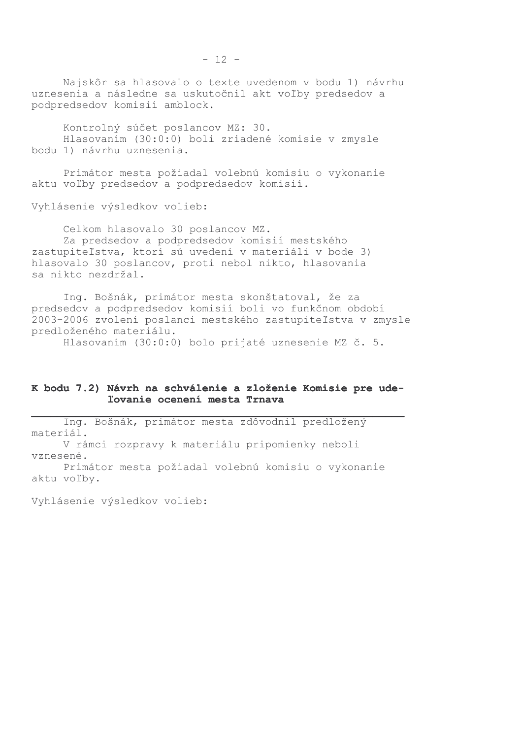Najskôr sa hlasovalo o texte uvedenom v bodu 1) návrhu uznesenia a následne sa uskutočnil akt voľby predsedov a podpredsedov komisií amblock.

Kontrolný súčet poslancov MZ: 30.
Hlasovaním (30:0:0) boli zriadené komisie v zmysle bodu 1) návrhu uznesenia.

Primátor mesta požiadal volebnú komisiu o vykonanie aktu voľby predsedov a podpredsedov komisií.

Vyhlásenie výsledkov volieb:

Celkom hlasovalo 30 poslancov MZ.
Za predsedov a podpredsedov komisií mestského zastupiteľstva, ktorí sú uvedení v materiáli v bode 3) hlasovalo 30 poslancov, proti nebol nikto, hlasovania sa nikto nezdržal.

Ing. Bošnák, primátor mesta skonštatoval, že za predsedov a podpredsedov komisií boli vo funkčnom období 2003-2006 zvolení poslanci mestského zastupiteľstva v zmysle predloženého materiálu.
Hlasovaním (30:0:0) bolo prijaté uznesenie MZ č. 5.

## K bodu 7.2) Návrh na schválenie a zloženie Komisie pre udeľovanie ocenení mesta Trnava

Ing. Bošnák, primátor mesta zdôvodnil predložený materiál.
V rámci rozpravy k materiálu pripomienky neboli vznesené.
Primátor mesta požiadal volebnú komisiu o vykonanie aktu voľby.

Vyhlásenie výsledkov volieb: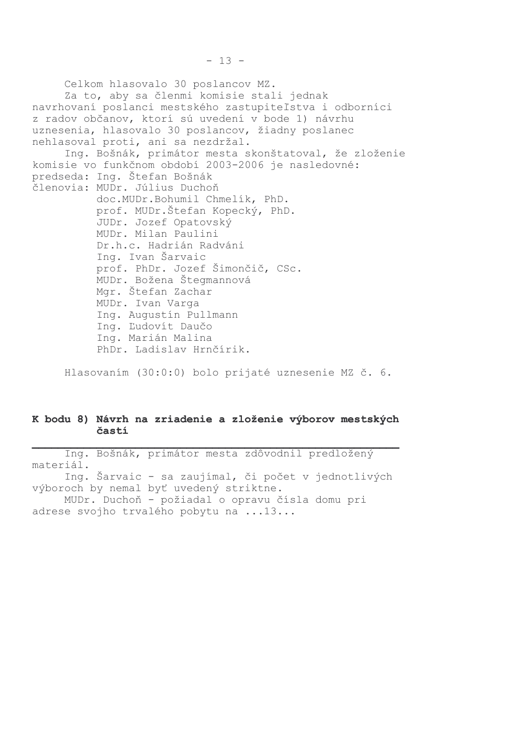Celkom hlasovalo 30 poslancov MZ.

Za to, aby sa členmi komisie stali jednak navrhovaní poslanci mestského zastupiteľstva i odborníci z radov občanov, ktorí sú uvedení v bode 1) návrhu uznesenia, hlasovalo 30 poslancov, žiadny poslanec nehlasoval proti, ani sa nezdržal.

Ing. Bošnák, primátor mesta skonštatoval, že zloženie komisie vo funkčnom období 2003-2006 je nasledovné:

predseda: Ing. Štefan Bošnák

členovia: MUDr. Július Duchoň
doc.MUDr.Bohumil Chmelík, PhD.
prof. MUDr.Štefan Kopecký, PhD.
JUDr. Jozef Opatovský
MUDr. Milan Paulini
Dr.h.c. Hadrián Radváni
Ing. Ivan Šarvaic
prof. PhDr. Jozef Šimončič, CSc.
MUDr. Božena Štegmannová
Mgr. Štefan Zachar
MUDr. Ivan Varga
Ing. Augustín Pullmann
Ing. Ľudovít Daučo
Ing. Marián Malina
PhDr. Ladislav Hrnčírik.

Hlasovaním (30:0:0) bolo prijaté uznesenie MZ č. 6.

## K bodu 8) Návrh na zriadenie a zloženie výborov mestských častí

Ing. Bošnák, primátor mesta zdôvodnil predložený materiál.

Ing. Šarvaic - sa zaujímal, či počet v jednotlivých výboroch by nemal byť uvedený striktne.

MUDr. Duchoň - požiadal o opravu čísla domu pri adrese svojho trvalého pobytu na ...13...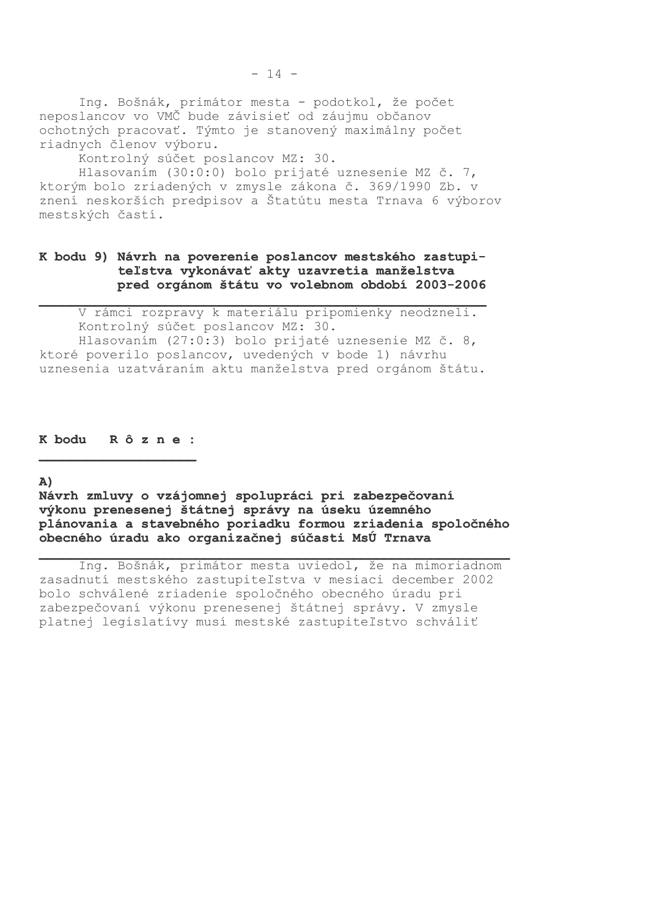Ing. Bošnák, primátor mesta - podotkol, že počet neposlancov vo VMČ bude závisieť od záujmu občanov ochotných pracovať. Týmto je stanovený maximálny počet riadnych členov výboru.

Kontrolný súčet poslancov MZ: 30.

Hlasovaním (30:0:0) bolo prijaté uznesenie MZ č. 7, ktorým bolo zriadených v zmysle zákona č. 369/1990 Zb. v znení neskorších predpisov a Štatútu mesta Trnava 6 výborov mestských častí.

**K bodu 9) Návrh na poverenie poslancov mestského zastupiteľstva vykonávať akty uzavretia manželstva pred orgánom štátu vo volebnom období 2003-2006**

V rámci rozpravy k materiálu pripomienky neodzneli.

Kontrolný súčet poslancov MZ: 30.

Hlasovaním (27:0:3) bolo prijaté uznesenie MZ č. 8, ktoré poverilo poslancov, uvedených v bode 1) návrhu uznesenia uzatváraním aktu manželstva pred orgánom štátu.

**K bodu R ô z n e :**

**A)**

**Návrh zmluvy o vzájomnej spolupráci pri zabezpečovaní výkonu prenesenej štátnej správy na úseku územného plánovania a stavebného poriadku formou zriadenia spoločného obecného úradu ako organizačnej súčasti MsÚ Trnava**

Ing. Bošnák, primátor mesta uviedol, že na mimoriadnom zasadnutí mestského zastupiteľstva v mesiaci december 2002 bolo schválené zriadenie spoločného obecného úradu pri zabezpečovaní výkonu prenesenej štátnej správy. V zmysle platnej legislatívy musí mestské zastupiteľstvo schváliť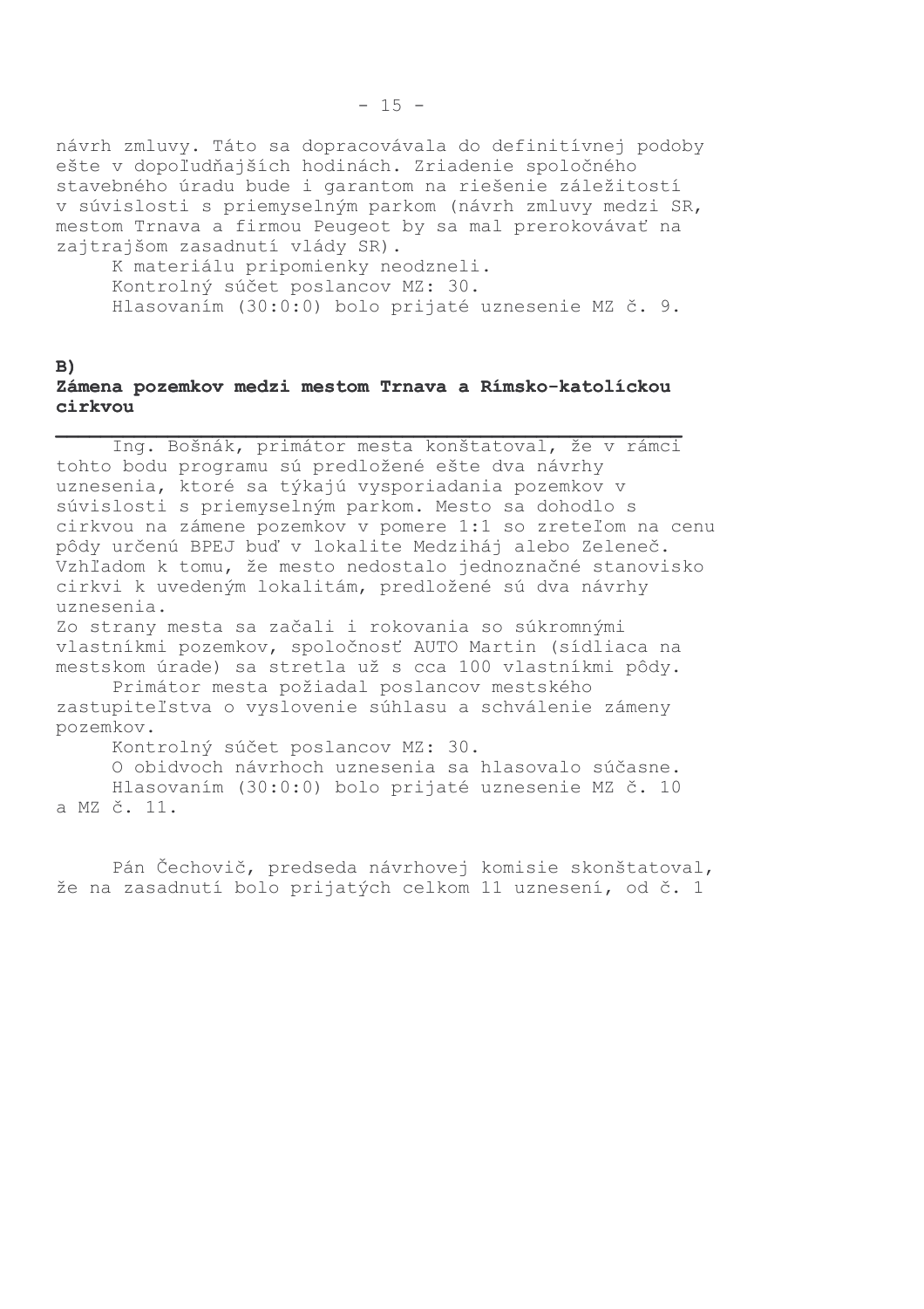návrh zmluvy. Táto sa dopracovávala do definitívnej podoby ešte v dopoľudňajších hodinách. Zriadenie spoločného stavebného úradu bude i garantom na riešenie záležitostí v súvislosti s priemyselným parkom (návrh zmluvy medzi SR, mestom Trnava a firmou Peugeot by sa mal prerokovávať na zajtrajšom zasadnutí vlády SR).

K materiálu pripomienky neodzneli.

Kontrolný súčet poslancov MZ: 30.

Hlasovaním (30:0:0) bolo prijaté uznesenie MZ č. 9.

**B)**
**Zámena pozemkov medzi mestom Trnava a Rímsko-katolíckou cirkvou**

Ing. Bošnák, primátor mesta konštatoval, že v rámci tohto bodu programu sú predložené ešte dva návrhy uznesenia, ktoré sa týkajú vysporiadania pozemkov v súvislosti s priemyselným parkom. Mesto sa dohodlo s cirkvou na zámene pozemkov v pomere 1:1 so zreteľom na cenu pôdy určenú BPEJ buď v lokalite Medziháj alebo Zeleneč. Vzhľadom k tomu, že mesto nedostalo jednoznačné stanovisko cirkvi k uvedeným lokalitám, predložené sú dva návrhy uznesenia.

Zo strany mesta sa začali i rokovania so súkromnými vlastníkmi pozemkov, spoločnosť AUTO Martin (sídliaca na mestskom úrade) sa stretla už s cca 100 vlastníkmi pôdy.

Primátor mesta požiadal poslancov mestského zastupiteľstva o vyslovenie súhlasu a schválenie zámeny pozemkov.

Kontrolný súčet poslancov MZ: 30.

O obidvoch návrhoch uznesenia sa hlasovalo súčasne.

Hlasovaním (30:0:0) bolo prijaté uznesenie MZ č. 10 a MZ č. 11.

Pán Čechovič, predseda návrhovej komisie skonštatoval, že na zasadnutí bolo prijatých celkom 11 uznesení, od č. 1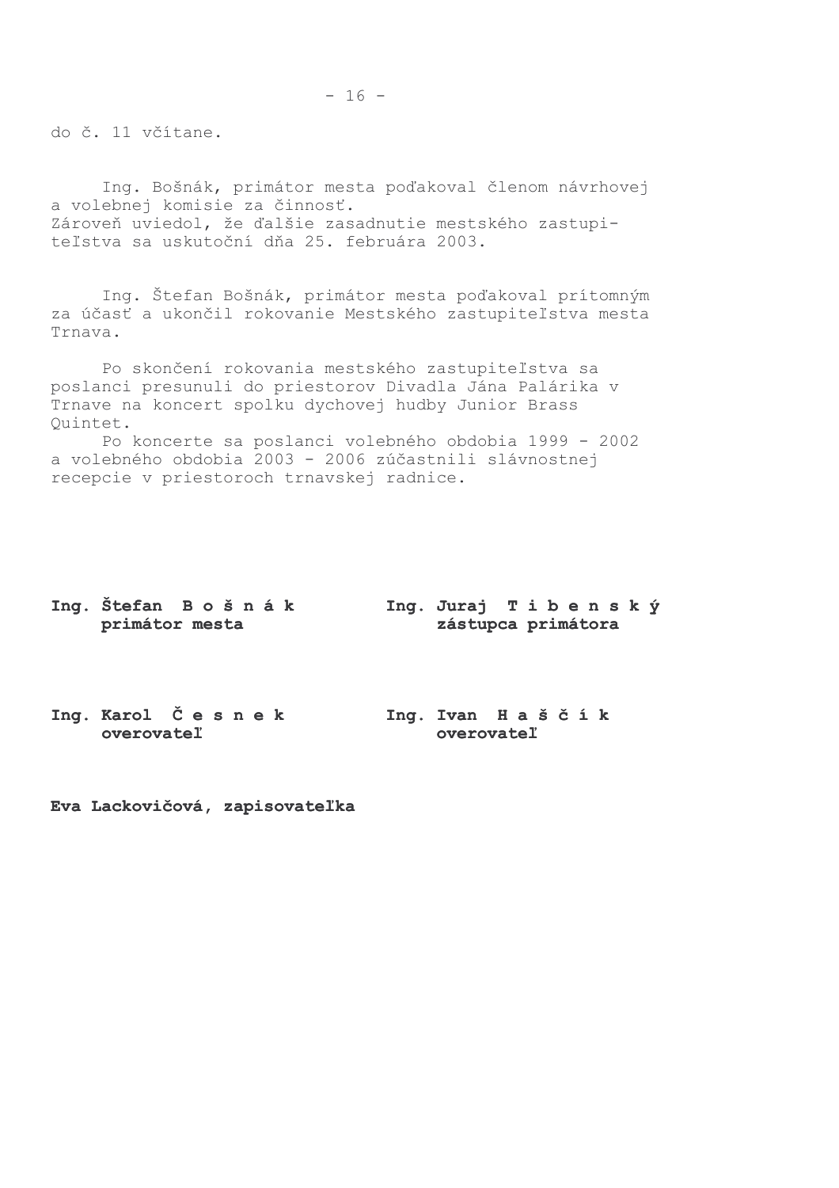do č. 11 včítane.

Ing. Bošnák, primátor mesta poďakoval členom návrhovej a volebnej komisie za činnosť.
Zároveň uviedol, že ďalšie zasadnutie mestského zastupiteľstva sa uskutoční dňa 25. februára 2003.

Ing. Štefan Bošnák, primátor mesta poďakoval prítomným za účasť a ukončil rokovanie Mestského zastupiteľstva mesta Trnava.

Po skončení rokovania mestského zastupiteľstva sa poslanci presunuli do priestorov Divadla Jána Palárika v Trnave na koncert spolku dychovej hudby Junior Brass Quintet.

Po koncerte sa poslanci volebného obdobia 1999 - 2002 a volebného obdobia 2003 - 2006 zúčastnili slávnostnej recepcie v priestoroch trnavskej radnice.

**Ing. Štefan B o š n á k**
**primátor mesta**

**Ing. Juraj T i b e n s k ý**
**zástupca primátora**

**Ing. Karol Č e s n e k**
**overovateľ**

**Ing. Ivan H a š č í k**
**overovateľ**

**Eva Lackovičová, zapisovateľka**